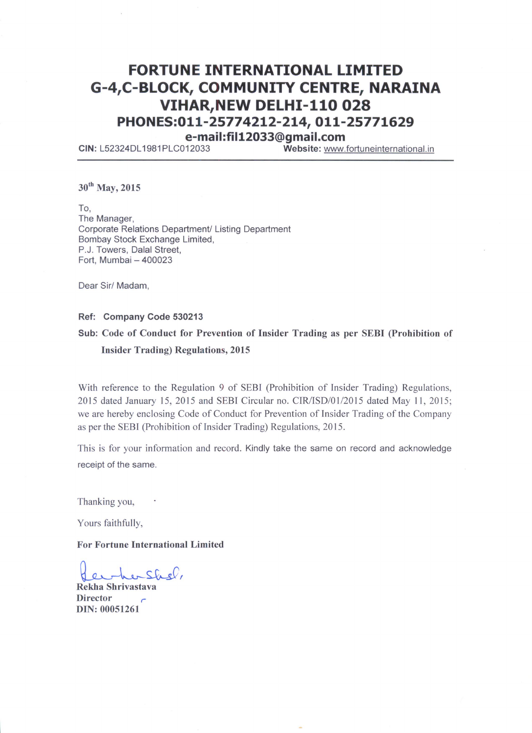# FORTUNE INTERNATIONAL LIMITED
## G-4,C-BLOCK, COMMUNITY CENTRE, NARAINA VIHAR,NEW DELHI-110 028
## PHONES:011-25774212-214, 011-25771629
## e-mail:fil12033@gmail.com

**CIN:** L52324DL1981PLC012033 **Website:** www.fortuneinternational.in

---

**30th May, 2015**

To,
The Manager,
Corporate Relations Department/ Listing Department
Bombay Stock Exchange Limited,
P.J. Towers, Dalal Street,
Fort, Mumbai – 400023

Dear Sir/ Madam,

**Ref: Company Code 530213**

**Sub: Code of Conduct for Prevention of Insider Trading as per SEBI (Prohibition of Insider Trading) Regulations, 2015**

With reference to the Regulation 9 of SEBI (Prohibition of Insider Trading) Regulations, 2015 dated January 15, 2015 and SEBI Circular no. CIR/ISD/01/2015 dated May 11, 2015; we are hereby enclosing Code of Conduct for Prevention of Insider Trading of the Company as per the SEBI (Prohibition of Insider Trading) Regulations, 2015.

This is for your information and record. Kindly take the same on record and acknowledge receipt of the same.

Thanking you,

Yours faithfully,

**For Fortune International Limited**

**Rekha Shrivastava**
**Director**
**DIN: 00051261**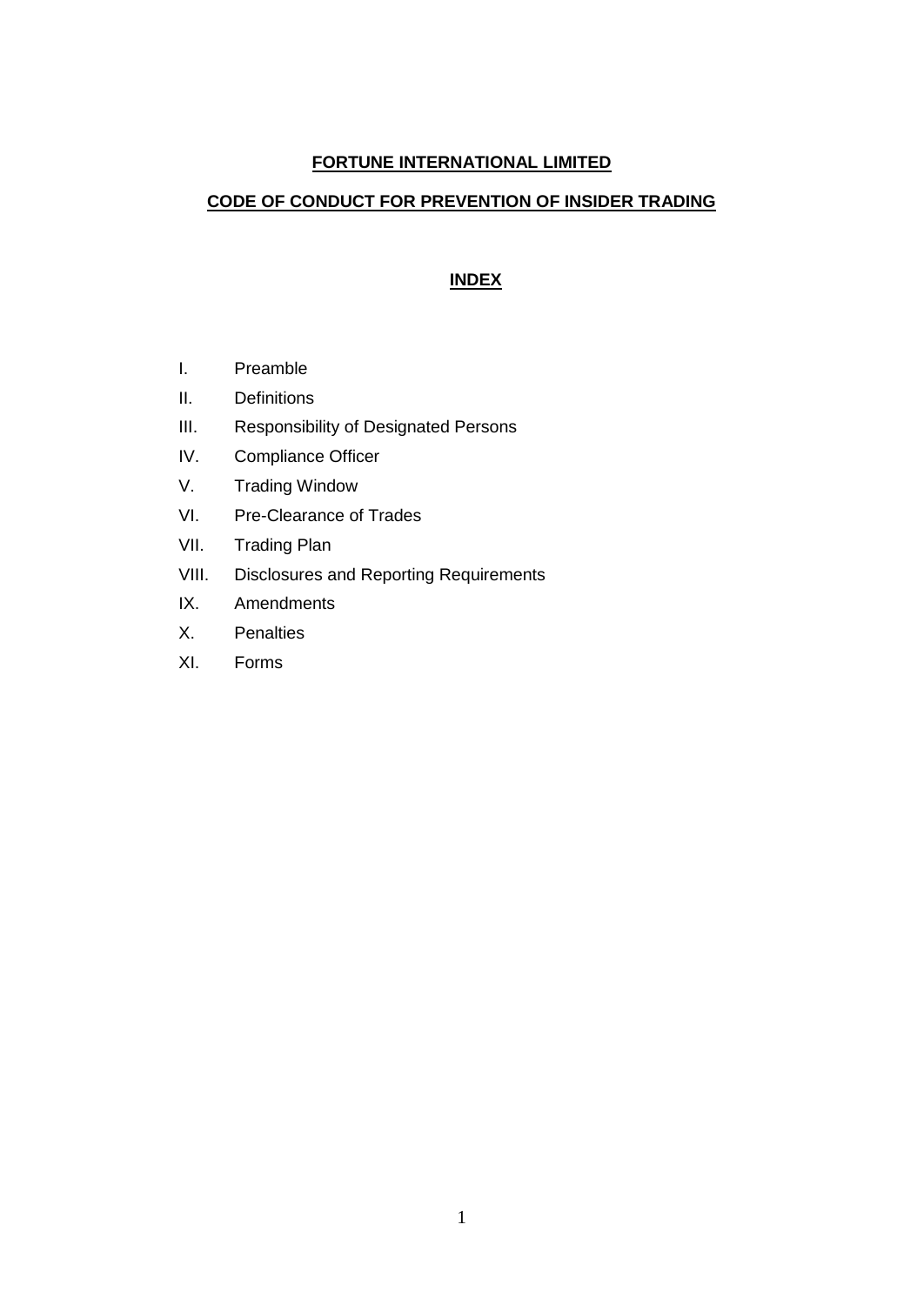**FORTUNE INTERNATIONAL LIMITED**

**CODE OF CONDUCT FOR PREVENTION OF INSIDER TRADING**

**INDEX**

I. Preamble

II. Definitions

III. Responsibility of Designated Persons

IV. Compliance Officer

V. Trading Window

VI. Pre-Clearance of Trades

VII. Trading Plan

VIII. Disclosures and Reporting Requirements

IX. Amendments

X. Penalties

XI. Forms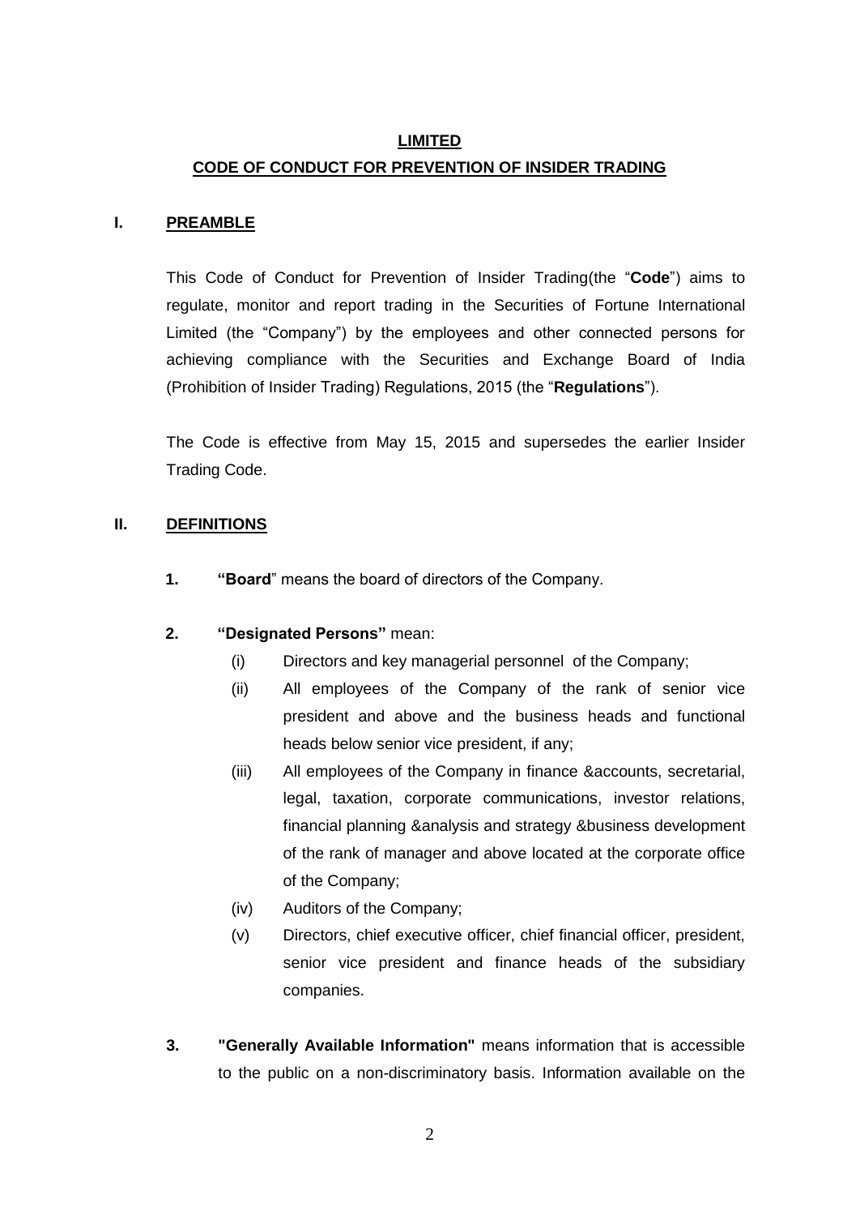**LIMITED**

**CODE OF CONDUCT FOR PREVENTION OF INSIDER TRADING**

## I. PREAMBLE

This Code of Conduct for Prevention of Insider Trading(the "**Code**") aims to regulate, monitor and report trading in the Securities of Fortune International Limited (the "Company") by the employees and other connected persons for achieving compliance with the Securities and Exchange Board of India (Prohibition of Insider Trading) Regulations, 2015 (the "**Regulations**").

The Code is effective from May 15, 2015 and supersedes the earlier Insider Trading Code.

## II. DEFINITIONS

1. **"Board**" means the board of directors of the Company.

2. **"Designated Persons"** mean:
   - (i) Directors and key managerial personnel of the Company;
   - (ii) All employees of the Company of the rank of senior vice president and above and the business heads and functional heads below senior vice president, if any;
   - (iii) All employees of the Company in finance &accounts, secretarial, legal, taxation, corporate communications, investor relations, financial planning &analysis and strategy &business development of the rank of manager and above located at the corporate office of the Company;
   - (iv) Auditors of the Company;
   - (v) Directors, chief executive officer, chief financial officer, president, senior vice president and finance heads of the subsidiary companies.

3. **"Generally Available Information"** means information that is accessible to the public on a non-discriminatory basis. Information available on the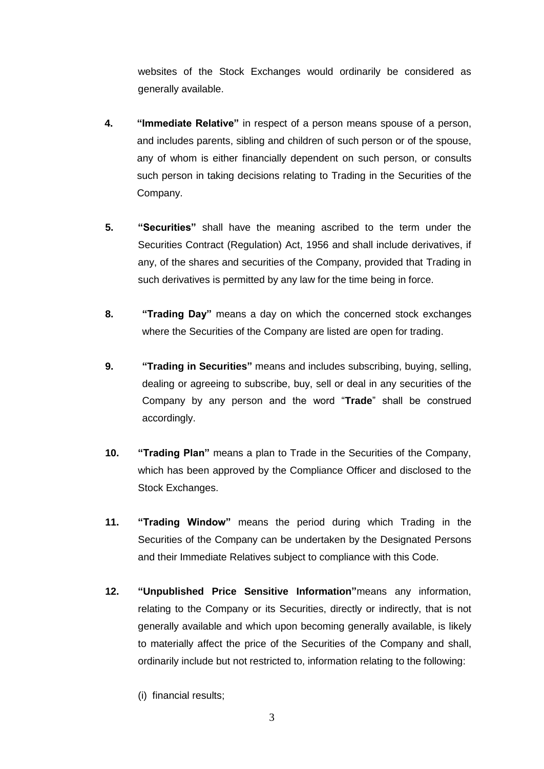websites of the Stock Exchanges would ordinarily be considered as generally available.

4. **"Immediate Relative"** in respect of a person means spouse of a person, and includes parents, sibling and children of such person or of the spouse, any of whom is either financially dependent on such person, or consults such person in taking decisions relating to Trading in the Securities of the Company.

5. **"Securities"** shall have the meaning ascribed to the term under the Securities Contract (Regulation) Act, 1956 and shall include derivatives, if any, of the shares and securities of the Company, provided that Trading in such derivatives is permitted by any law for the time being in force.

8. **"Trading Day"** means a day on which the concerned stock exchanges where the Securities of the Company are listed are open for trading.

9. **"Trading in Securities"** means and includes subscribing, buying, selling, dealing or agreeing to subscribe, buy, sell or deal in any securities of the Company by any person and the word "**Trade**" shall be construed accordingly.

10. **"Trading Plan"** means a plan to Trade in the Securities of the Company, which has been approved by the Compliance Officer and disclosed to the Stock Exchanges.

11. **"Trading Window"** means the period during which Trading in the Securities of the Company can be undertaken by the Designated Persons and their Immediate Relatives subject to compliance with this Code.

12. **"Unpublished Price Sensitive Information"**means any information, relating to the Company or its Securities, directly or indirectly, that is not generally available and which upon becoming generally available, is likely to materially affect the price of the Securities of the Company and shall, ordinarily include but not restricted to, information relating to the following:

    (i) financial results;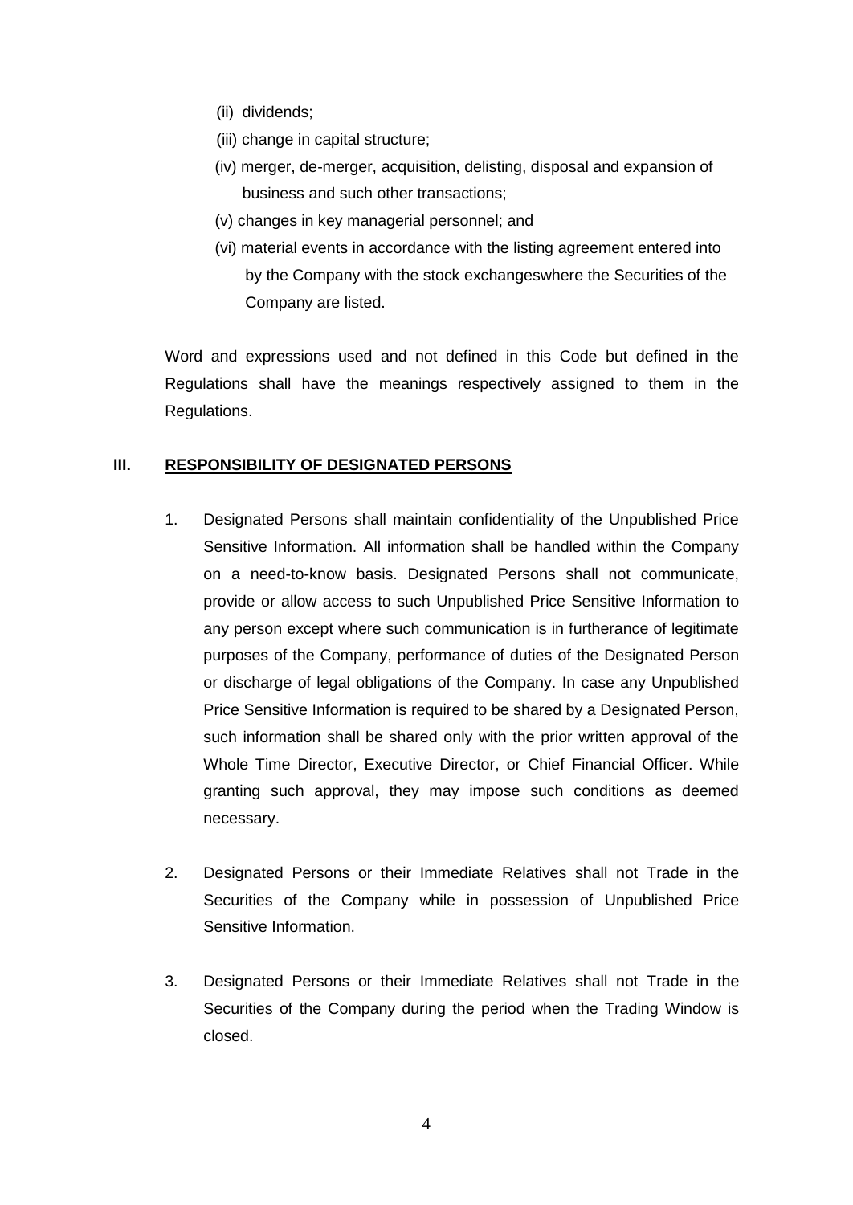(ii) dividends;

(iii) change in capital structure;

(iv) merger, de-merger, acquisition, delisting, disposal and expansion of business and such other transactions;

(v) changes in key managerial personnel; and

(vi) material events in accordance with the listing agreement entered into by the Company with the stock exchangeswhere the Securities of the Company are listed.

Word and expressions used and not defined in this Code but defined in the Regulations shall have the meanings respectively assigned to them in the Regulations.

## III. RESPONSIBILITY OF DESIGNATED PERSONS

1. Designated Persons shall maintain confidentiality of the Unpublished Price Sensitive Information. All information shall be handled within the Company on a need-to-know basis. Designated Persons shall not communicate, provide or allow access to such Unpublished Price Sensitive Information to any person except where such communication is in furtherance of legitimate purposes of the Company, performance of duties of the Designated Person or discharge of legal obligations of the Company. In case any Unpublished Price Sensitive Information is required to be shared by a Designated Person, such information shall be shared only with the prior written approval of the Whole Time Director, Executive Director, or Chief Financial Officer. While granting such approval, they may impose such conditions as deemed necessary.

2. Designated Persons or their Immediate Relatives shall not Trade in the Securities of the Company while in possession of Unpublished Price Sensitive Information.

3. Designated Persons or their Immediate Relatives shall not Trade in the Securities of the Company during the period when the Trading Window is closed.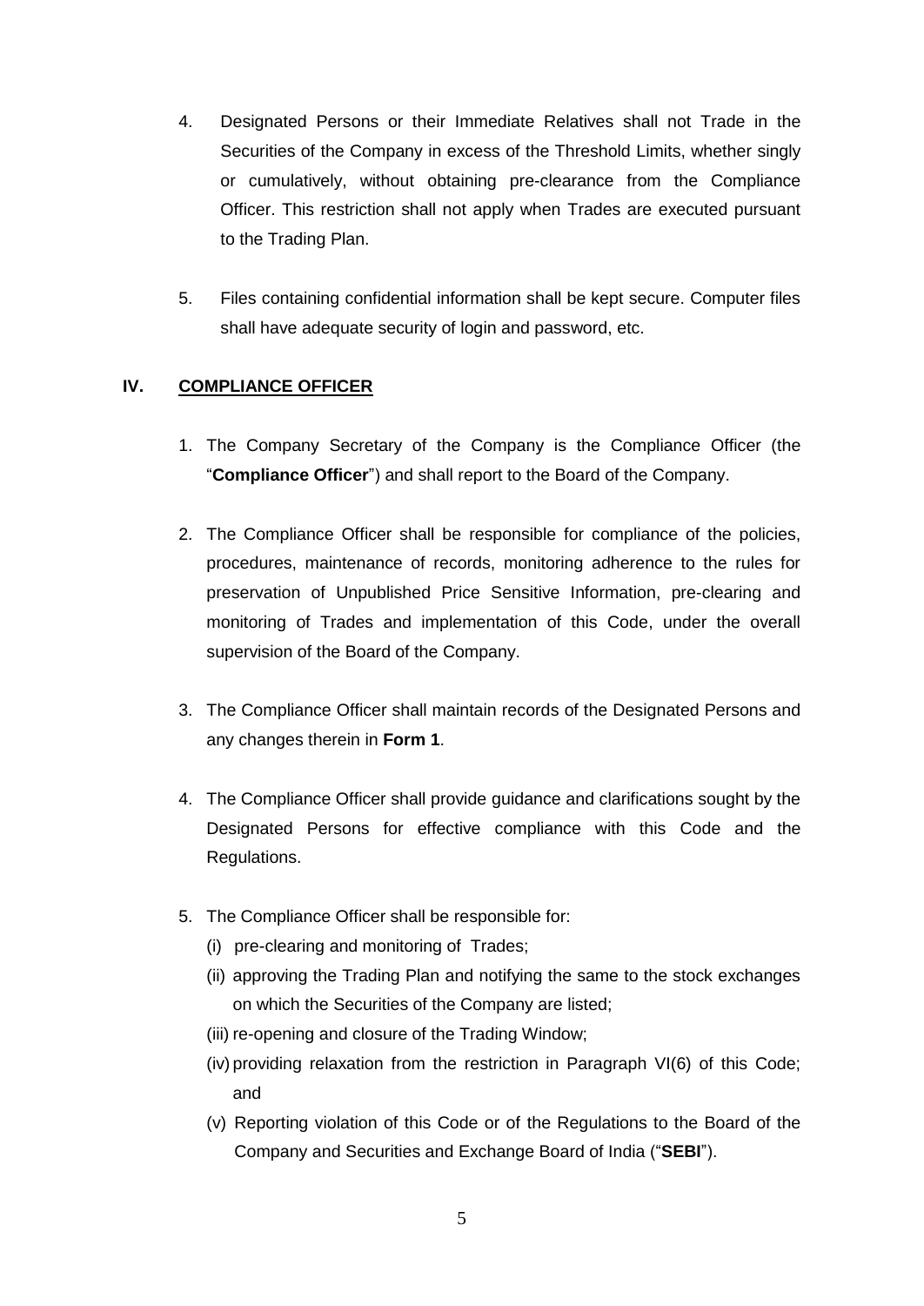4. Designated Persons or their Immediate Relatives shall not Trade in the Securities of the Company in excess of the Threshold Limits, whether singly or cumulatively, without obtaining pre-clearance from the Compliance Officer. This restriction shall not apply when Trades are executed pursuant to the Trading Plan.

5. Files containing confidential information shall be kept secure. Computer files shall have adequate security of login and password, etc.

## IV. COMPLIANCE OFFICER

1. The Company Secretary of the Company is the Compliance Officer (the "**Compliance Officer**") and shall report to the Board of the Company.

2. The Compliance Officer shall be responsible for compliance of the policies, procedures, maintenance of records, monitoring adherence to the rules for preservation of Unpublished Price Sensitive Information, pre-clearing and monitoring of Trades and implementation of this Code, under the overall supervision of the Board of the Company.

3. The Compliance Officer shall maintain records of the Designated Persons and any changes therein in **Form 1**.

4. The Compliance Officer shall provide guidance and clarifications sought by the Designated Persons for effective compliance with this Code and the Regulations.

5. The Compliance Officer shall be responsible for:
   (i) pre-clearing and monitoring of Trades;
   (ii) approving the Trading Plan and notifying the same to the stock exchanges on which the Securities of the Company are listed;
   (iii) re-opening and closure of the Trading Window;
   (iv) providing relaxation from the restriction in Paragraph VI(6) of this Code; and
   (v) Reporting violation of this Code or of the Regulations to the Board of the Company and Securities and Exchange Board of India ("**SEBI**").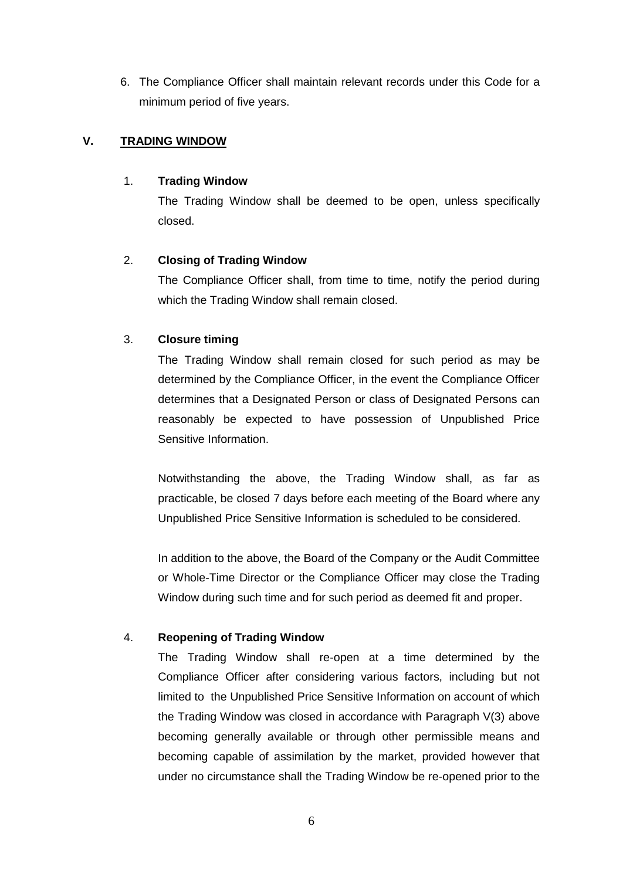6. The Compliance Officer shall maintain relevant records under this Code for a minimum period of five years.

## V. TRADING WINDOW

1. **Trading Window**

   The Trading Window shall be deemed to be open, unless specifically closed.

2. **Closing of Trading Window**

   The Compliance Officer shall, from time to time, notify the period during which the Trading Window shall remain closed.

3. **Closure timing**

   The Trading Window shall remain closed for such period as may be determined by the Compliance Officer, in the event the Compliance Officer determines that a Designated Person or class of Designated Persons can reasonably be expected to have possession of Unpublished Price Sensitive Information.

   Notwithstanding the above, the Trading Window shall, as far as practicable, be closed 7 days before each meeting of the Board where any Unpublished Price Sensitive Information is scheduled to be considered.

   In addition to the above, the Board of the Company or the Audit Committee or Whole-Time Director or the Compliance Officer may close the Trading Window during such time and for such period as deemed fit and proper.

4. **Reopening of Trading Window**

   The Trading Window shall re-open at a time determined by the Compliance Officer after considering various factors, including but not limited to the Unpublished Price Sensitive Information on account of which the Trading Window was closed in accordance with Paragraph V(3) above becoming generally available or through other permissible means and becoming capable of assimilation by the market, provided however that under no circumstance shall the Trading Window be re-opened prior to the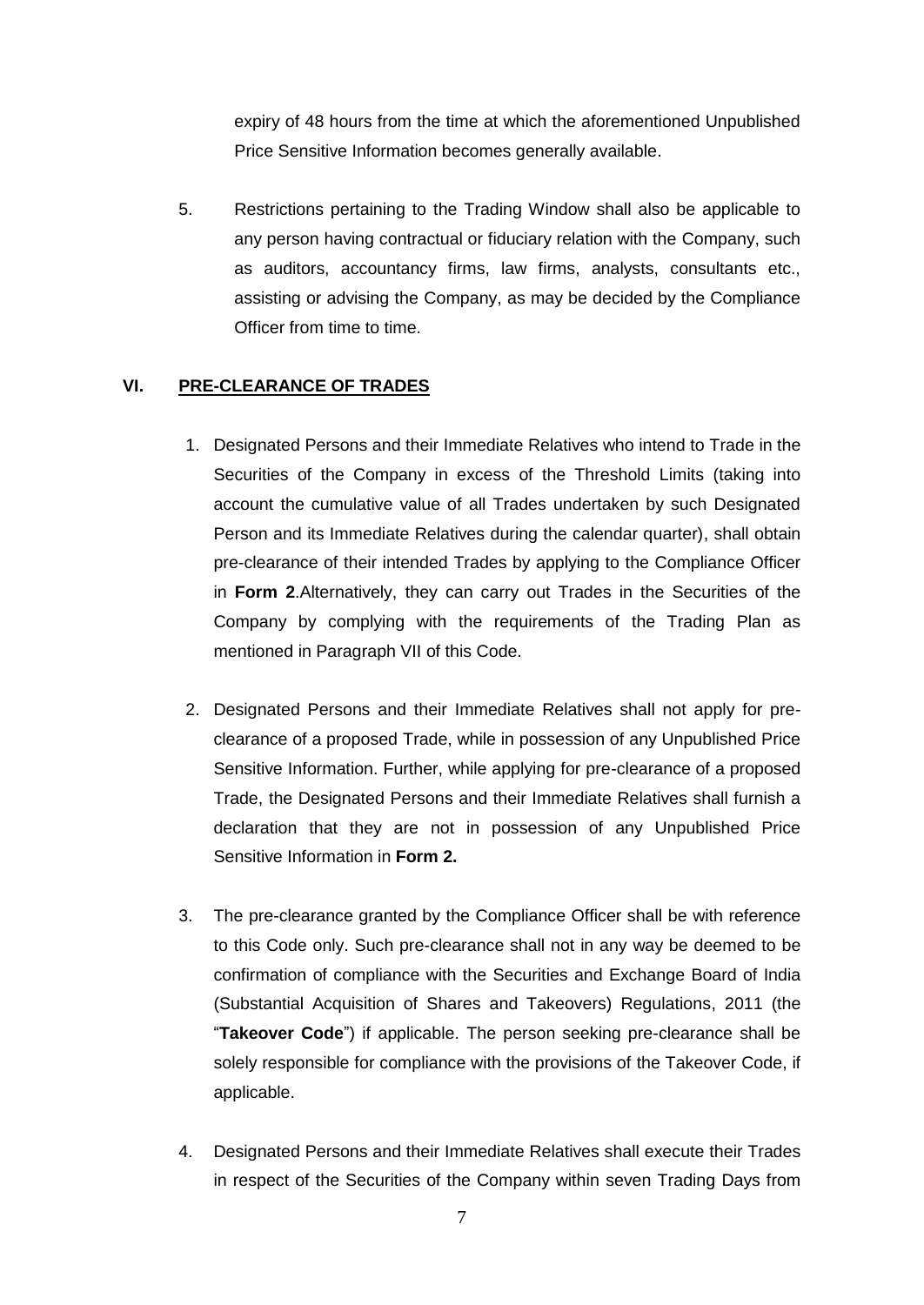expiry of 48 hours from the time at which the aforementioned Unpublished Price Sensitive Information becomes generally available.

5. Restrictions pertaining to the Trading Window shall also be applicable to any person having contractual or fiduciary relation with the Company, such as auditors, accountancy firms, law firms, analysts, consultants etc., assisting or advising the Company, as may be decided by the Compliance Officer from time to time.

## VI. PRE-CLEARANCE OF TRADES

1. Designated Persons and their Immediate Relatives who intend to Trade in the Securities of the Company in excess of the Threshold Limits (taking into account the cumulative value of all Trades undertaken by such Designated Person and its Immediate Relatives during the calendar quarter), shall obtain pre-clearance of their intended Trades by applying to the Compliance Officer in **Form 2**.Alternatively, they can carry out Trades in the Securities of the Company by complying with the requirements of the Trading Plan as mentioned in Paragraph VII of this Code.

2. Designated Persons and their Immediate Relatives shall not apply for pre-clearance of a proposed Trade, while in possession of any Unpublished Price Sensitive Information. Further, while applying for pre-clearance of a proposed Trade, the Designated Persons and their Immediate Relatives shall furnish a declaration that they are not in possession of any Unpublished Price Sensitive Information in **Form 2.**

3. The pre-clearance granted by the Compliance Officer shall be with reference to this Code only. Such pre-clearance shall not in any way be deemed to be confirmation of compliance with the Securities and Exchange Board of India (Substantial Acquisition of Shares and Takeovers) Regulations, 2011 (the "**Takeover Code**") if applicable. The person seeking pre-clearance shall be solely responsible for compliance with the provisions of the Takeover Code, if applicable.

4. Designated Persons and their Immediate Relatives shall execute their Trades in respect of the Securities of the Company within seven Trading Days from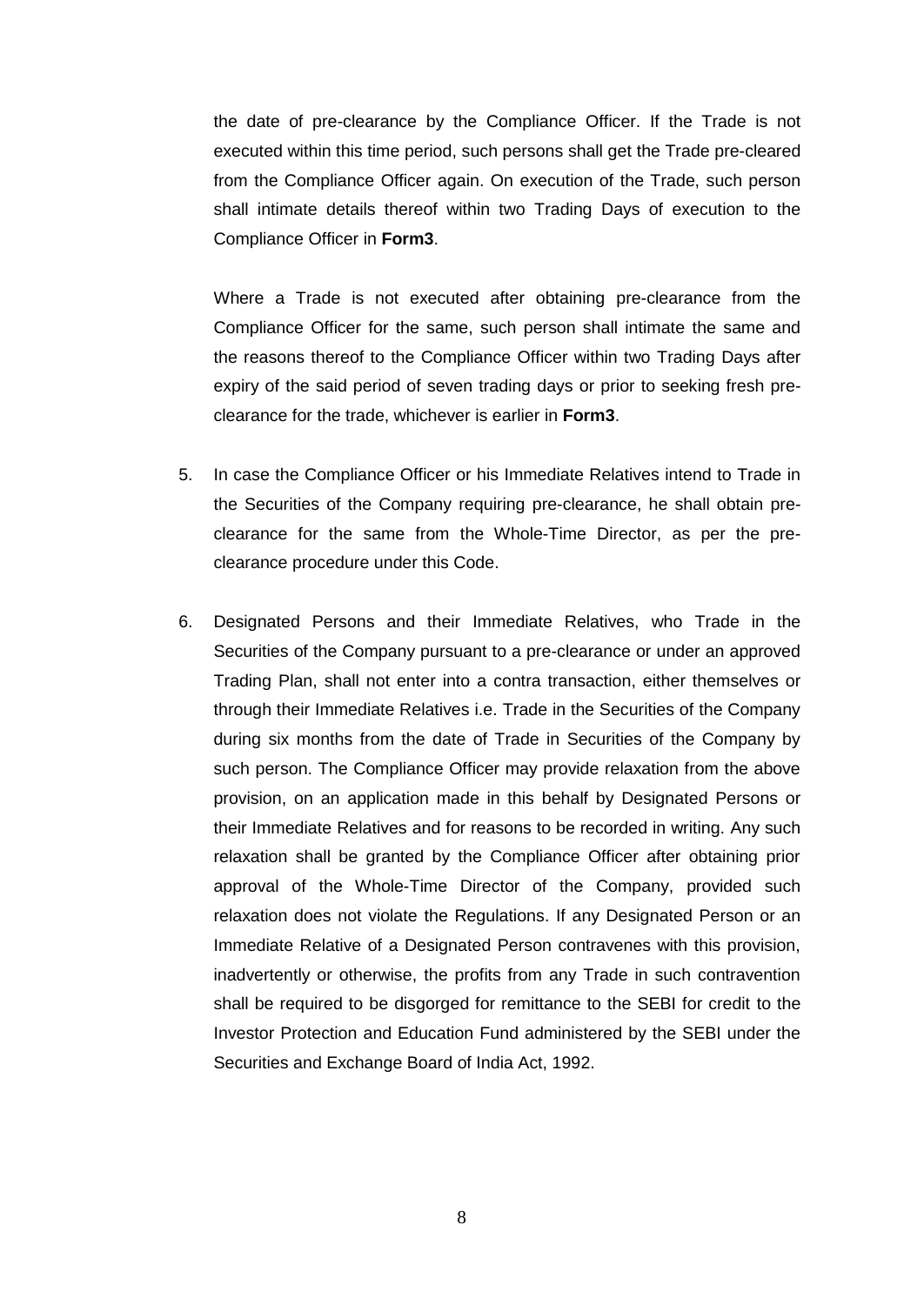the date of pre-clearance by the Compliance Officer. If the Trade is not executed within this time period, such persons shall get the Trade pre-cleared from the Compliance Officer again. On execution of the Trade, such person shall intimate details thereof within two Trading Days of execution to the Compliance Officer in **Form3**.

Where a Trade is not executed after obtaining pre-clearance from the Compliance Officer for the same, such person shall intimate the same and the reasons thereof to the Compliance Officer within two Trading Days after expiry of the said period of seven trading days or prior to seeking fresh pre-clearance for the trade, whichever is earlier in **Form3**.

5. In case the Compliance Officer or his Immediate Relatives intend to Trade in the Securities of the Company requiring pre-clearance, he shall obtain pre-clearance for the same from the Whole-Time Director, as per the pre-clearance procedure under this Code.

6. Designated Persons and their Immediate Relatives, who Trade in the Securities of the Company pursuant to a pre-clearance or under an approved Trading Plan, shall not enter into a contra transaction, either themselves or through their Immediate Relatives i.e. Trade in the Securities of the Company during six months from the date of Trade in Securities of the Company by such person. The Compliance Officer may provide relaxation from the above provision, on an application made in this behalf by Designated Persons or their Immediate Relatives and for reasons to be recorded in writing. Any such relaxation shall be granted by the Compliance Officer after obtaining prior approval of the Whole-Time Director of the Company, provided such relaxation does not violate the Regulations. If any Designated Person or an Immediate Relative of a Designated Person contravenes with this provision, inadvertently or otherwise, the profits from any Trade in such contravention shall be required to be disgorged for remittance to the SEBI for credit to the Investor Protection and Education Fund administered by the SEBI under the Securities and Exchange Board of India Act, 1992.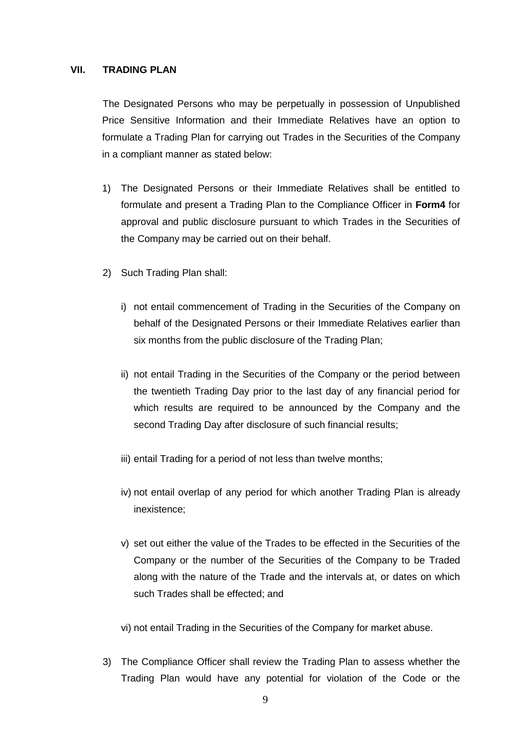## VII. TRADING PLAN

The Designated Persons who may be perpetually in possession of Unpublished Price Sensitive Information and their Immediate Relatives have an option to formulate a Trading Plan for carrying out Trades in the Securities of the Company in a compliant manner as stated below:

1) The Designated Persons or their Immediate Relatives shall be entitled to formulate and present a Trading Plan to the Compliance Officer in **Form4** for approval and public disclosure pursuant to which Trades in the Securities of the Company may be carried out on their behalf.

2) Such Trading Plan shall:

   i) not entail commencement of Trading in the Securities of the Company on behalf of the Designated Persons or their Immediate Relatives earlier than six months from the public disclosure of the Trading Plan;

   ii) not entail Trading in the Securities of the Company or the period between the twentieth Trading Day prior to the last day of any financial period for which results are required to be announced by the Company and the second Trading Day after disclosure of such financial results;

   iii) entail Trading for a period of not less than twelve months;

   iv) not entail overlap of any period for which another Trading Plan is already inexistence;

   v) set out either the value of the Trades to be effected in the Securities of the Company or the number of the Securities of the Company to be Traded along with the nature of the Trade and the intervals at, or dates on which such Trades shall be effected; and

   vi) not entail Trading in the Securities of the Company for market abuse.

3) The Compliance Officer shall review the Trading Plan to assess whether the Trading Plan would have any potential for violation of the Code or the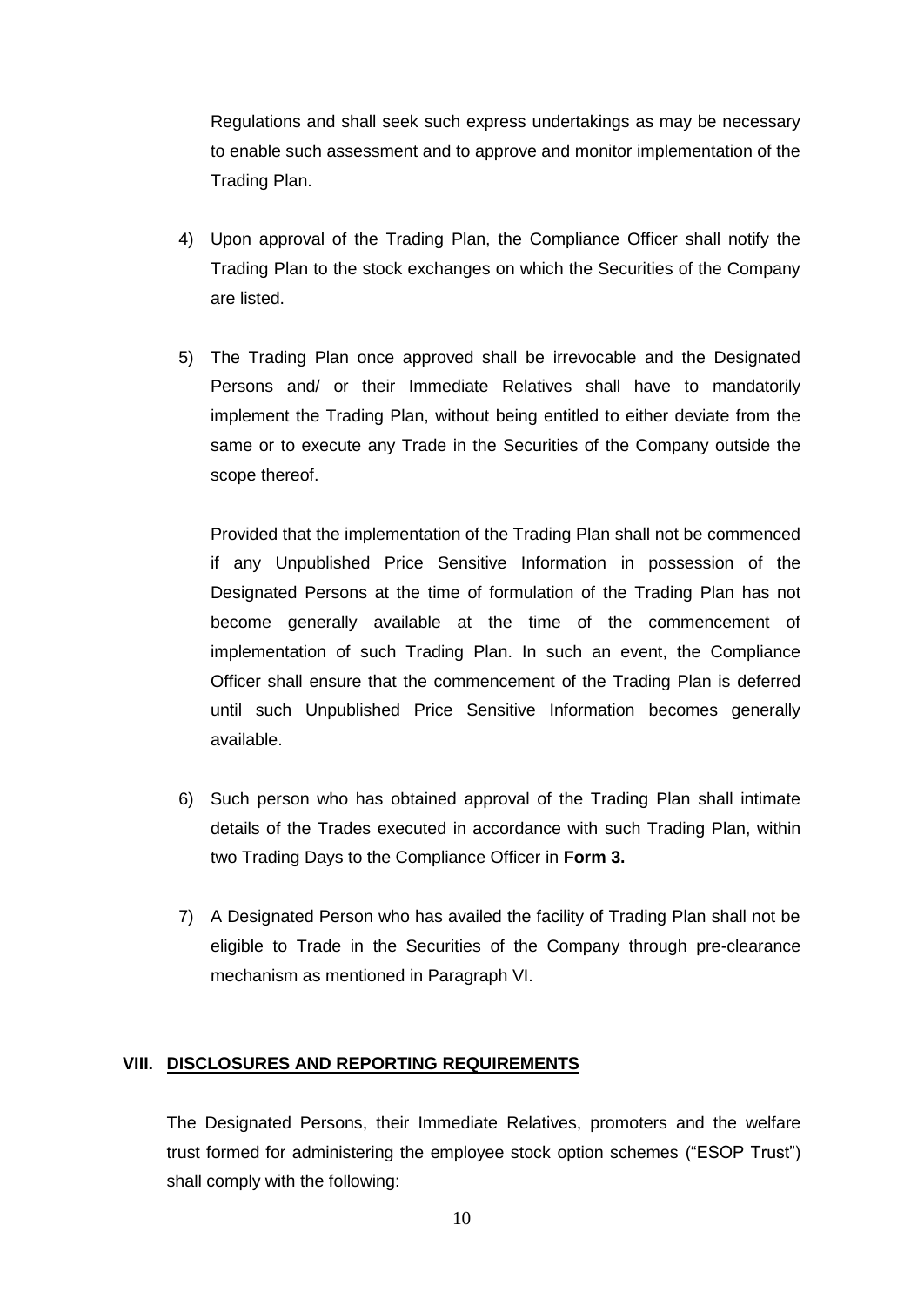Regulations and shall seek such express undertakings as may be necessary to enable such assessment and to approve and monitor implementation of the Trading Plan.

4) Upon approval of the Trading Plan, the Compliance Officer shall notify the Trading Plan to the stock exchanges on which the Securities of the Company are listed.

5) The Trading Plan once approved shall be irrevocable and the Designated Persons and/ or their Immediate Relatives shall have to mandatorily implement the Trading Plan, without being entitled to either deviate from the same or to execute any Trade in the Securities of the Company outside the scope thereof.

   Provided that the implementation of the Trading Plan shall not be commenced if any Unpublished Price Sensitive Information in possession of the Designated Persons at the time of formulation of the Trading Plan has not become generally available at the time of the commencement of implementation of such Trading Plan. In such an event, the Compliance Officer shall ensure that the commencement of the Trading Plan is deferred until such Unpublished Price Sensitive Information becomes generally available.

6) Such person who has obtained approval of the Trading Plan shall intimate details of the Trades executed in accordance with such Trading Plan, within two Trading Days to the Compliance Officer in **Form 3.**

7) A Designated Person who has availed the facility of Trading Plan shall not be eligible to Trade in the Securities of the Company through pre-clearance mechanism as mentioned in Paragraph VI.

## VIII. DISCLOSURES AND REPORTING REQUIREMENTS

The Designated Persons, their Immediate Relatives, promoters and the welfare trust formed for administering the employee stock option schemes ("ESOP Trust") shall comply with the following: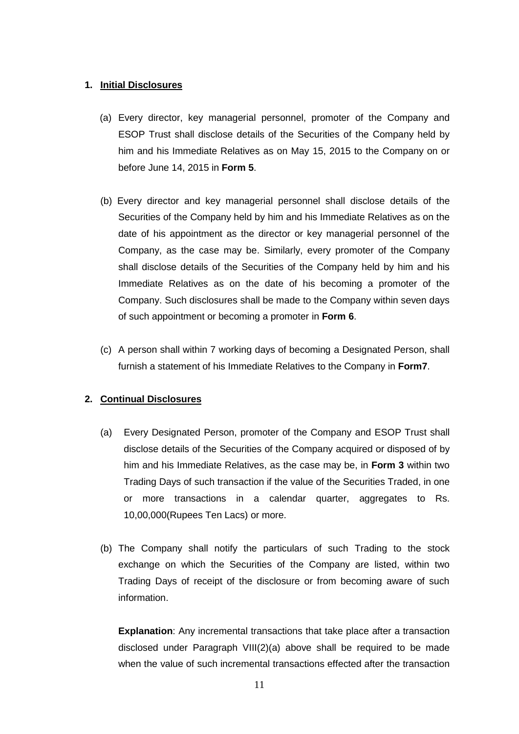1. **Initial Disclosures**

   (a) Every director, key managerial personnel, promoter of the Company and ESOP Trust shall disclose details of the Securities of the Company held by him and his Immediate Relatives as on May 15, 2015 to the Company on or before June 14, 2015 in **Form 5**.

   (b) Every director and key managerial personnel shall disclose details of the Securities of the Company held by him and his Immediate Relatives as on the date of his appointment as the director or key managerial personnel of the Company, as the case may be. Similarly, every promoter of the Company shall disclose details of the Securities of the Company held by him and his Immediate Relatives as on the date of his becoming a promoter of the Company. Such disclosures shall be made to the Company within seven days of such appointment or becoming a promoter in **Form 6**.

   (c) A person shall within 7 working days of becoming a Designated Person, shall furnish a statement of his Immediate Relatives to the Company in **Form7**.

2. **Continual Disclosures**

   (a) Every Designated Person, promoter of the Company and ESOP Trust shall disclose details of the Securities of the Company acquired or disposed of by him and his Immediate Relatives, as the case may be, in **Form 3** within two Trading Days of such transaction if the value of the Securities Traded, in one or more transactions in a calendar quarter, aggregates to Rs. 10,00,000(Rupees Ten Lacs) or more.

   (b) The Company shall notify the particulars of such Trading to the stock exchange on which the Securities of the Company are listed, within two Trading Days of receipt of the disclosure or from becoming aware of such information.

   **Explanation**: Any incremental transactions that take place after a transaction disclosed under Paragraph VIII(2)(a) above shall be required to be made when the value of such incremental transactions effected after the transaction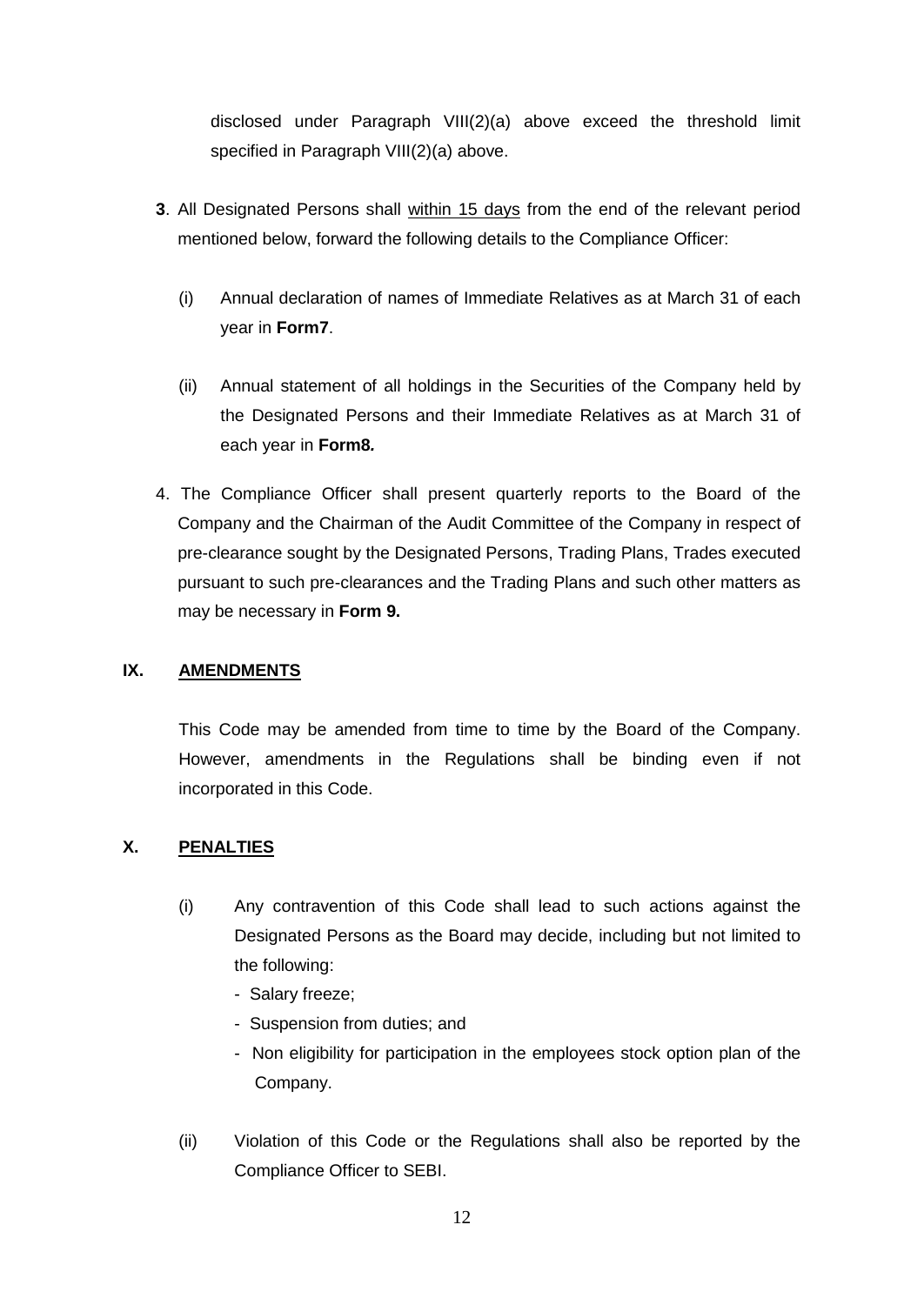disclosed under Paragraph VIII(2)(a) above exceed the threshold limit specified in Paragraph VIII(2)(a) above.

**3**. All Designated Persons shall within 15 days from the end of the relevant period mentioned below, forward the following details to the Compliance Officer:

(i) Annual declaration of names of Immediate Relatives as at March 31 of each year in **Form7**.

(ii) Annual statement of all holdings in the Securities of the Company held by the Designated Persons and their Immediate Relatives as at March 31 of each year in **Form8***.*

4. The Compliance Officer shall present quarterly reports to the Board of the Company and the Chairman of the Audit Committee of the Company in respect of pre-clearance sought by the Designated Persons, Trading Plans, Trades executed pursuant to such pre-clearances and the Trading Plans and such other matters as may be necessary in **Form 9.**

## IX. AMENDMENTS

This Code may be amended from time to time by the Board of the Company. However, amendments in the Regulations shall be binding even if not incorporated in this Code.

## X. PENALTIES

(i) Any contravention of this Code shall lead to such actions against the Designated Persons as the Board may decide, including but not limited to the following:

- Salary freeze;
- Suspension from duties; and
- Non eligibility for participation in the employees stock option plan of the Company.

(ii) Violation of this Code or the Regulations shall also be reported by the Compliance Officer to SEBI.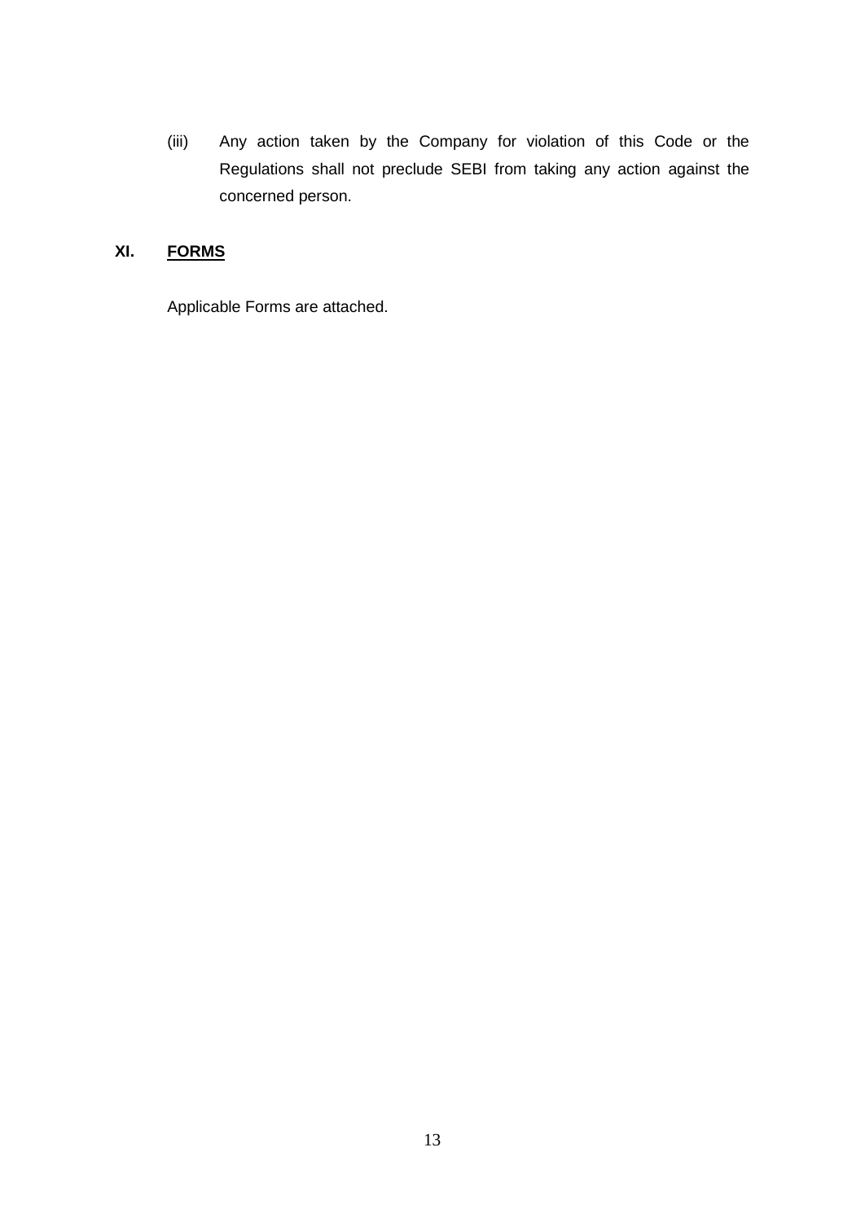(iii) Any action taken by the Company for violation of this Code or the Regulations shall not preclude SEBI from taking any action against the concerned person.

## XI. FORMS

Applicable Forms are attached.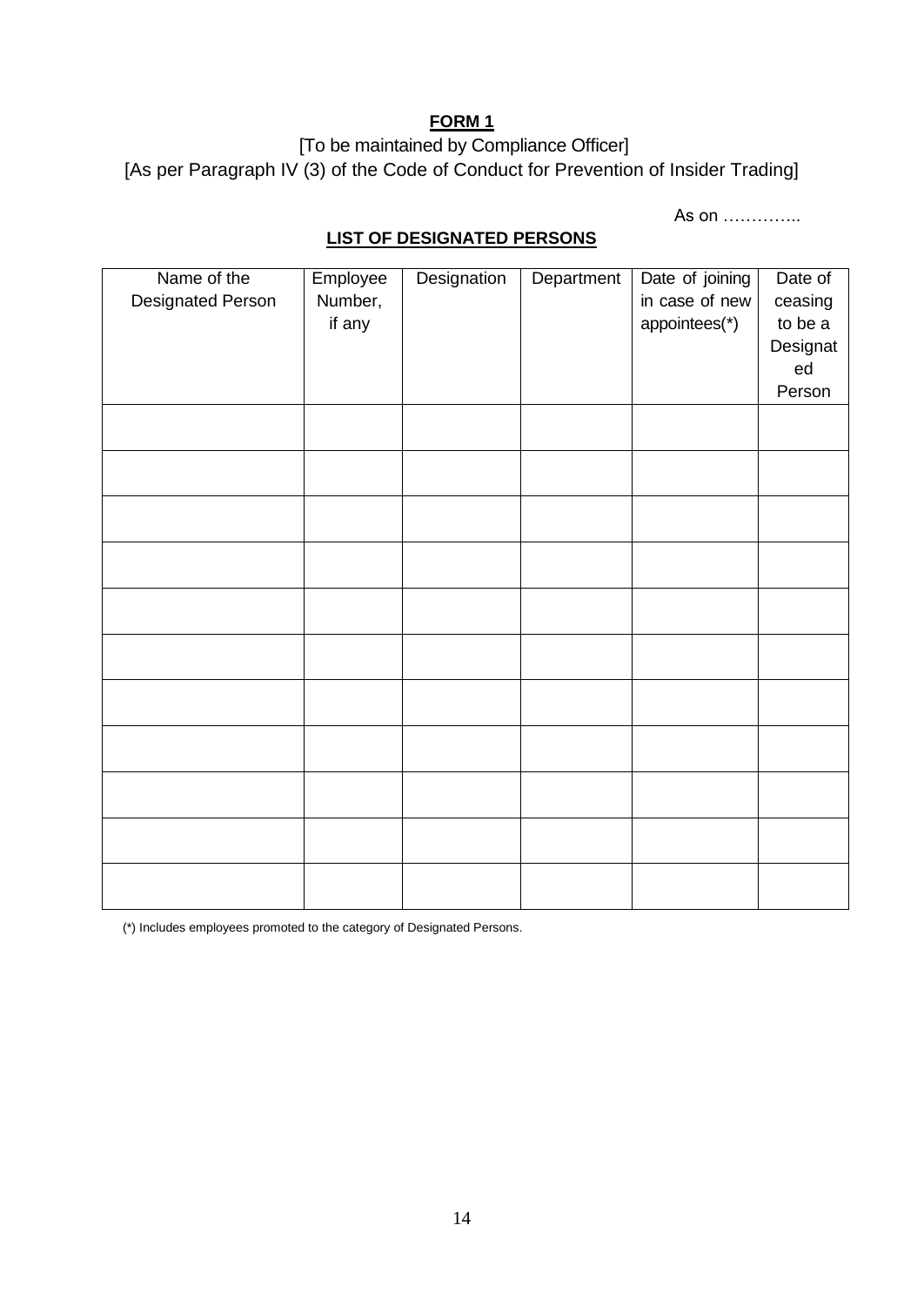**FORM 1**

[To be maintained by Compliance Officer]

[As per Paragraph IV (3) of the Code of Conduct for Prevention of Insider Trading]

As on …………..

**LIST OF DESIGNATED PERSONS**

| Name of the Designated Person | Employee Number, if any | Designation | Department | Date of joining in case of new appointees(*) | Date of ceasing to be a Designated Person |
|---|---|---|---|---|---|
| | | | | | |
| | | | | | |
| | | | | | |
| | | | | | |
| | | | | | |
| | | | | | |
| | | | | | |
| | | | | | |
| | | | | | |
| | | | | | |
| | | | | | |

(*) Includes employees promoted to the category of Designated Persons.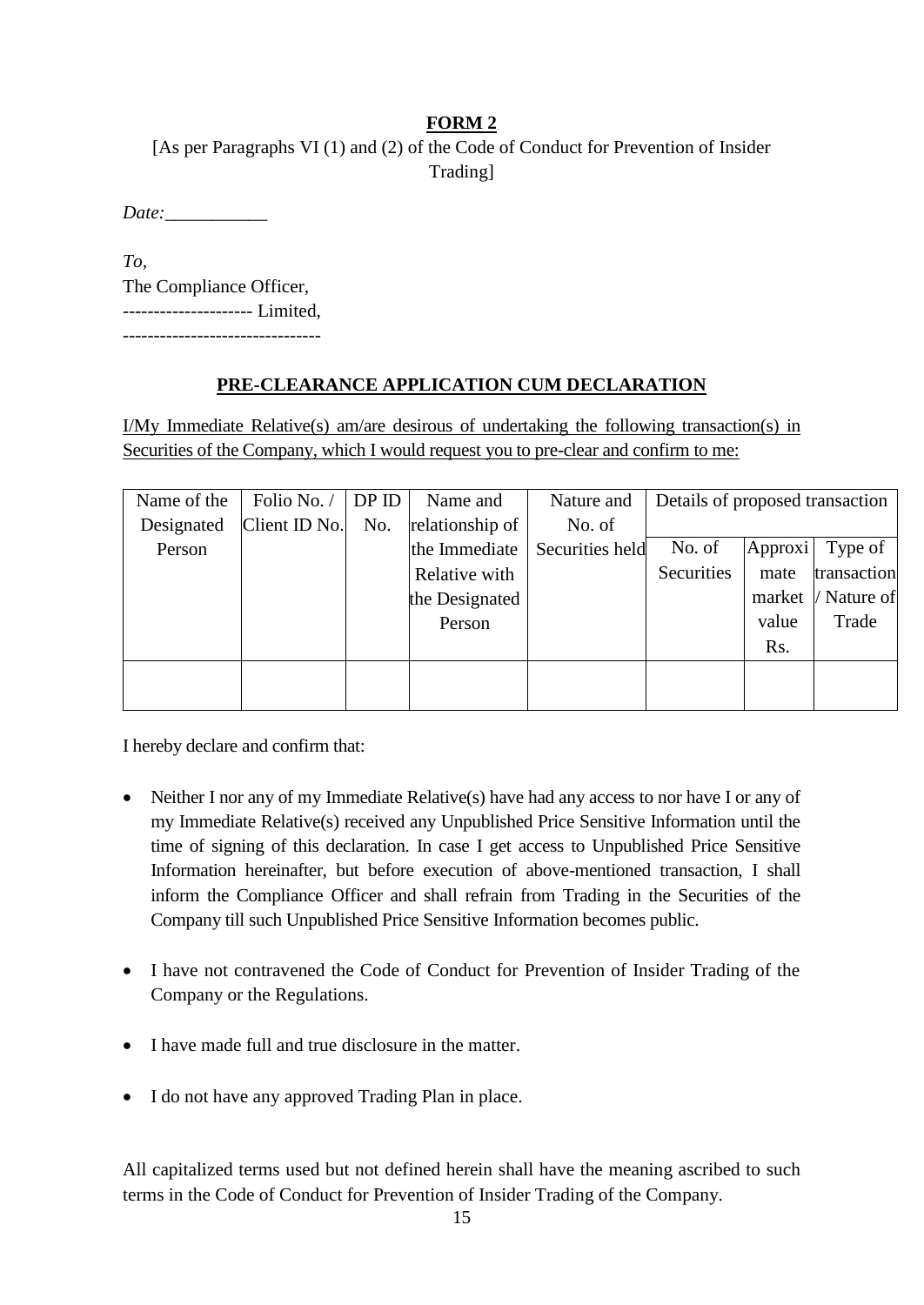**FORM 2**

[As per Paragraphs VI (1) and (2) of the Code of Conduct for Prevention of Insider Trading]

*Date:*___________

*To,*
The Compliance Officer,
--------------------- Limited,
--------------------------------

**PRE-CLEARANCE APPLICATION CUM DECLARATION**

I/My Immediate Relative(s) am/are desirous of undertaking the following transaction(s) in Securities of the Company, which I would request you to pre-clear and confirm to me:

| Name of the Designated Person | Folio No. / Client ID No. | DP ID No. | Name and relationship of the Immediate Relative with the Designated Person | Nature and No. of Securities held | Details of proposed transaction | | |
|---|---|---|---|---|---|---|---|
| | | | | | No. of Securities | Approximate market value Rs. | Type of transaction / Nature of Trade |
| | | | | | | | |

I hereby declare and confirm that:

- Neither I nor any of my Immediate Relative(s) have had any access to nor have I or any of my Immediate Relative(s) received any Unpublished Price Sensitive Information until the time of signing of this declaration. In case I get access to Unpublished Price Sensitive Information hereinafter, but before execution of above-mentioned transaction, I shall inform the Compliance Officer and shall refrain from Trading in the Securities of the Company till such Unpublished Price Sensitive Information becomes public.

- I have not contravened the Code of Conduct for Prevention of Insider Trading of the Company or the Regulations.

- I have made full and true disclosure in the matter.

- I do not have any approved Trading Plan in place.

All capitalized terms used but not defined herein shall have the meaning ascribed to such terms in the Code of Conduct for Prevention of Insider Trading of the Company.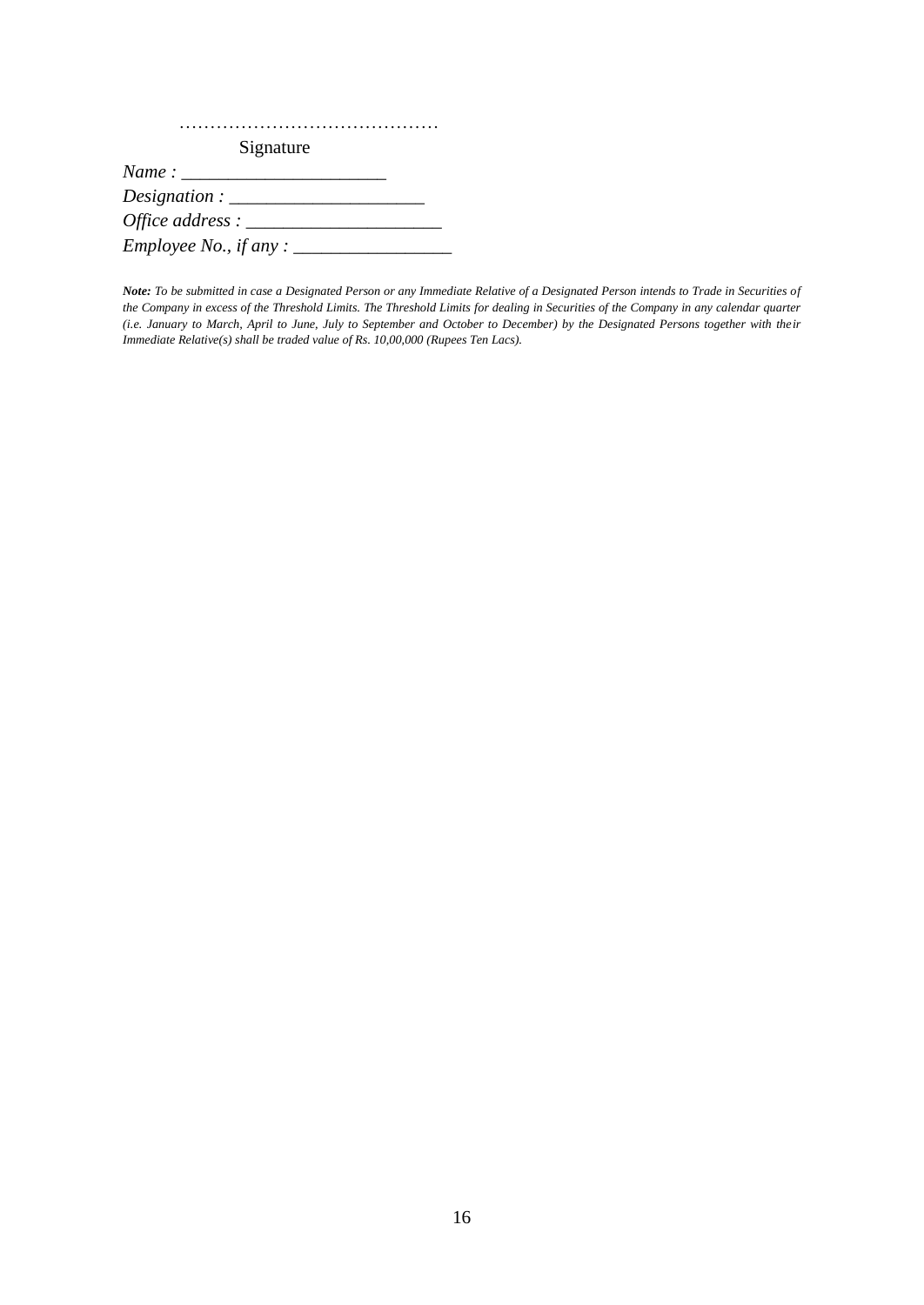……………………………………

Signature

*Name :* ______________________

*Designation :* ____________________

*Office address :* ____________________

*Employee No., if any :* ________________

***Note:*** *To be submitted in case a Designated Person or any Immediate Relative of a Designated Person intends to Trade in Securities of the Company in excess of the Threshold Limits. The Threshold Limits for dealing in Securities of the Company in any calendar quarter (i.e. January to March, April to June, July to September and October to December) by the Designated Persons together with their Immediate Relative(s) shall be traded value of Rs. 10,00,000 (Rupees Ten Lacs).*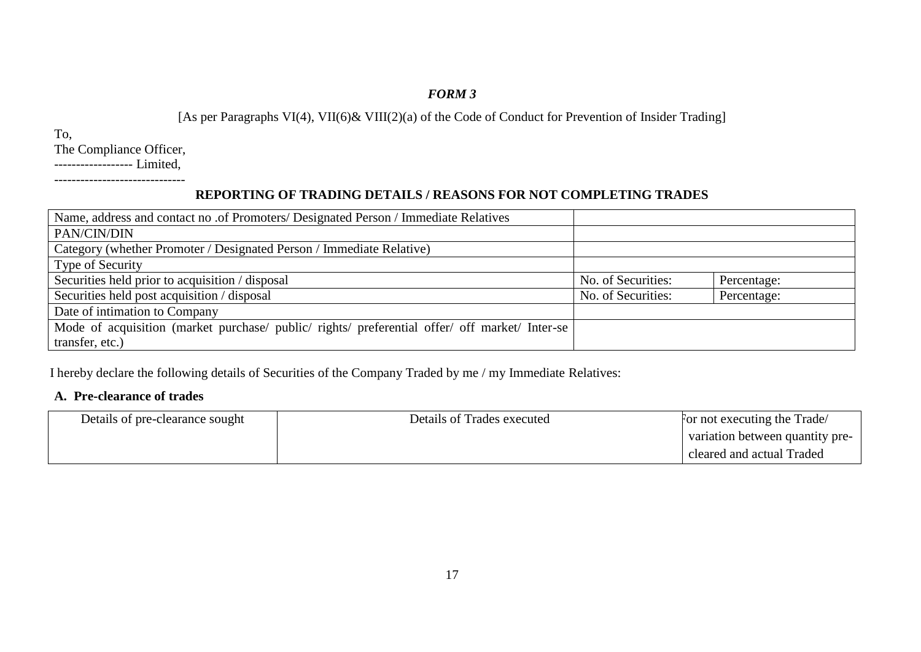***FORM 3***

[As per Paragraphs VI(4), VII(6)& VIII(2)(a) of the Code of Conduct for Prevention of Insider Trading]

To,
The Compliance Officer,
------------------ Limited,
------------------------------

**REPORTING OF TRADING DETAILS / REASONS FOR NOT COMPLETING TRADES**

| Name, address and contact no .of Promoters/ Designated Person / Immediate Relatives | | |
|---|---|---|
| PAN/CIN/DIN | | |
| Category (whether Promoter / Designated Person / Immediate Relative) | | |
| Type of Security | | |
| Securities held prior to acquisition / disposal | No. of Securities: | Percentage: |
| Securities held post acquisition / disposal | No. of Securities: | Percentage: |
| Date of intimation to Company | | |
| Mode of acquisition (market purchase/ public/ rights/ preferential offer/ off market/ Inter-se transfer, etc.) | | |

I hereby declare the following details of Securities of the Company Traded by me / my Immediate Relatives:

**A. Pre-clearance of trades**

| Details of pre-clearance sought | Details of Trades executed | For not executing the Trade/ variation between quantity pre-cleared and actual Traded |
|---|---|---|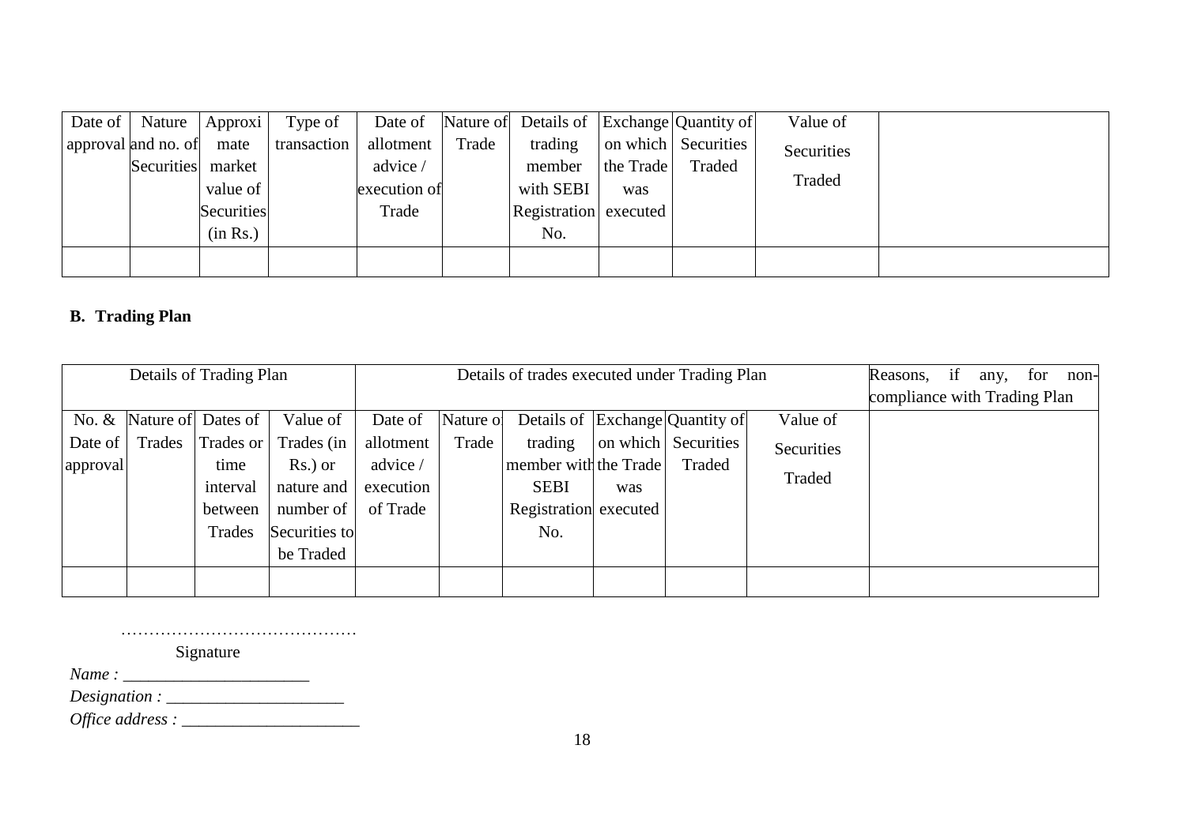| Date of approval | Nature and no. of Securities | Approximate market value of Securities (in Rs.) | Type of transaction | Date of allotment advice / execution of Trade | Nature of Trade | Details of trading member with SEBI Registration No. | Exchange on which the Trade was executed | Quantity of Securities Traded | Value of Securities Traded | |
|---|---|---|---|---|---|---|---|---|---|---|
| | | | | | | | | | | |

**B. Trading Plan**

| Details of Trading Plan | | | | Details of trades executed under Trading Plan | | | | | | Reasons, if any, for non-compliance with Trading Plan |
|---|---|---|---|---|---|---|---|---|---|---|
| No. & Date of approval | Nature of Trades | Dates of Trades or time interval between Trades | Value of Trades (in Rs.) or nature and number of Securities to be Traded | Date of allotment advice / execution of Trade | Nature of Trade | Details of trading member with the SEBI Registration No. | Exchange on which the Trade was executed | Quantity of Securities Traded | Value of Securities Traded | |
| | | | | | | | | | | |

……………………………………
Signature

*Name :* ______________________

*Designation :* _____________________

*Office address :* _____________________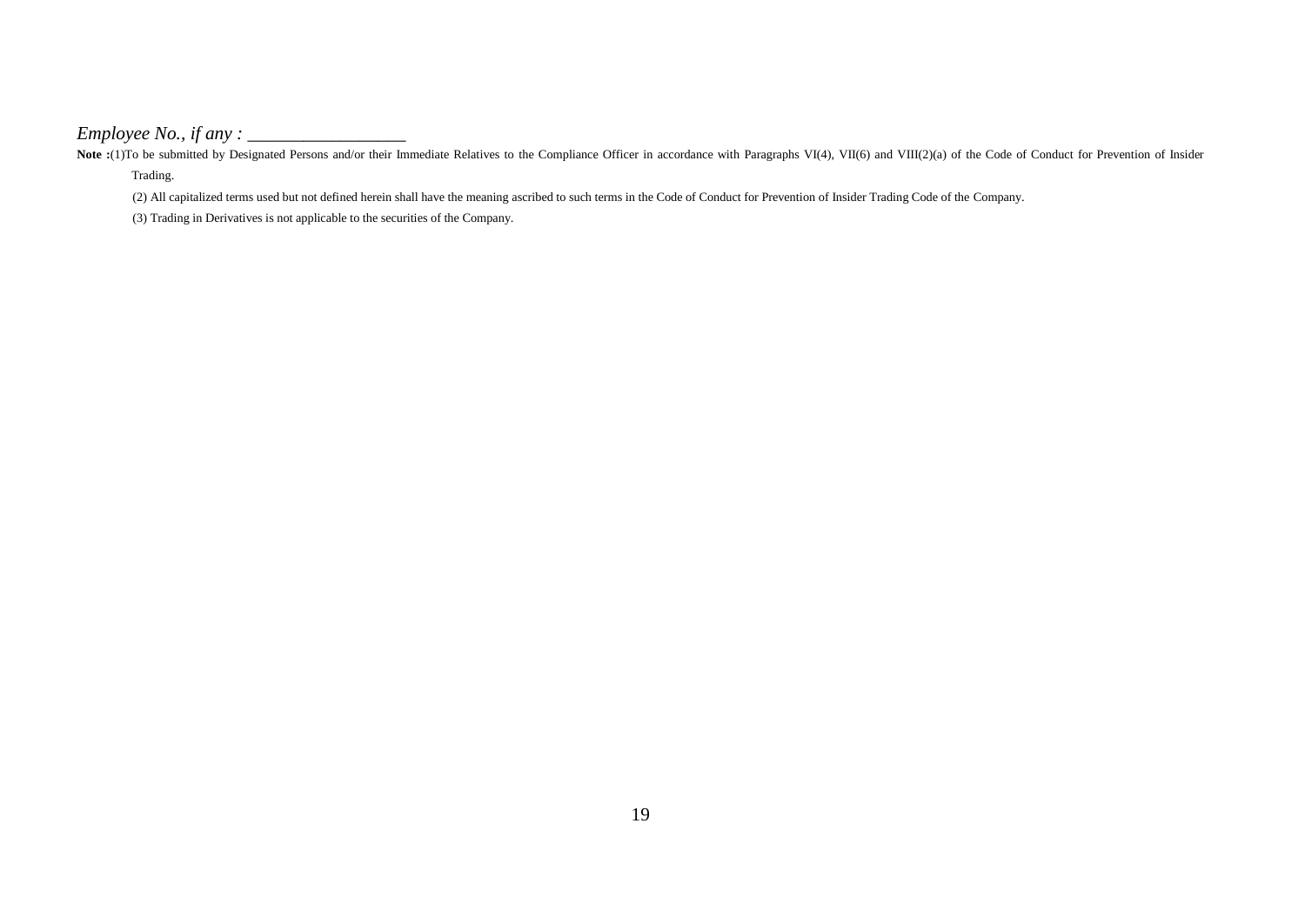*Employee No., if any : __________________*

**Note :**(1)To be submitted by Designated Persons and/or their Immediate Relatives to the Compliance Officer in accordance with Paragraphs VI(4), VII(6) and VIII(2)(a) of the Code of Conduct for Prevention of Insider Trading.

(2) All capitalized terms used but not defined herein shall have the meaning ascribed to such terms in the Code of Conduct for Prevention of Insider Trading Code of the Company.

(3) Trading in Derivatives is not applicable to the securities of the Company.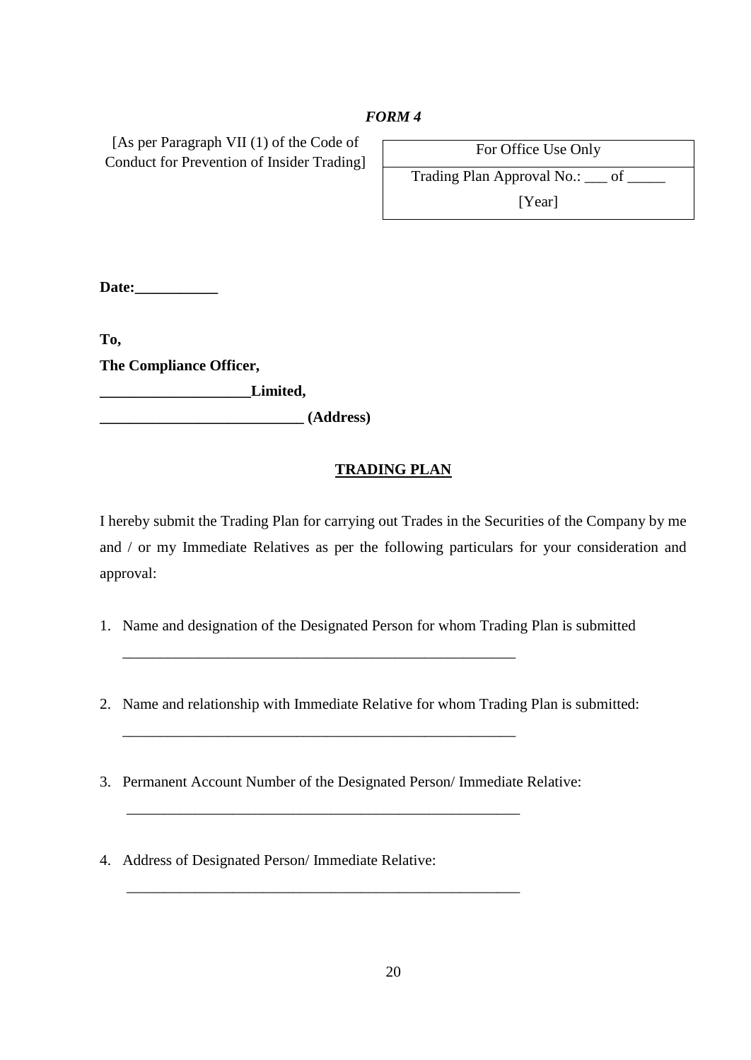*FORM 4*

[As per Paragraph VII (1) of the Code of Conduct for Prevention of Insider Trading]

| For Office Use Only |
|---|
| Trading Plan Approval No.: ___ of _____ [Year] |

**Date:___________**

**To,**

**The Compliance Officer,**

**____________________Limited,**

**___________________________ (Address)**

**TRADING PLAN**

I hereby submit the Trading Plan for carrying out Trades in the Securities of the Company by me and / or my Immediate Relatives as per the following particulars for your consideration and approval:

1. Name and designation of the Designated Person for whom Trading Plan is submitted

   _____________________________________________________

2. Name and relationship with Immediate Relative for whom Trading Plan is submitted:

   _____________________________________________________

3. Permanent Account Number of the Designated Person/ Immediate Relative:

   _____________________________________________________

4. Address of Designated Person/ Immediate Relative:

   _____________________________________________________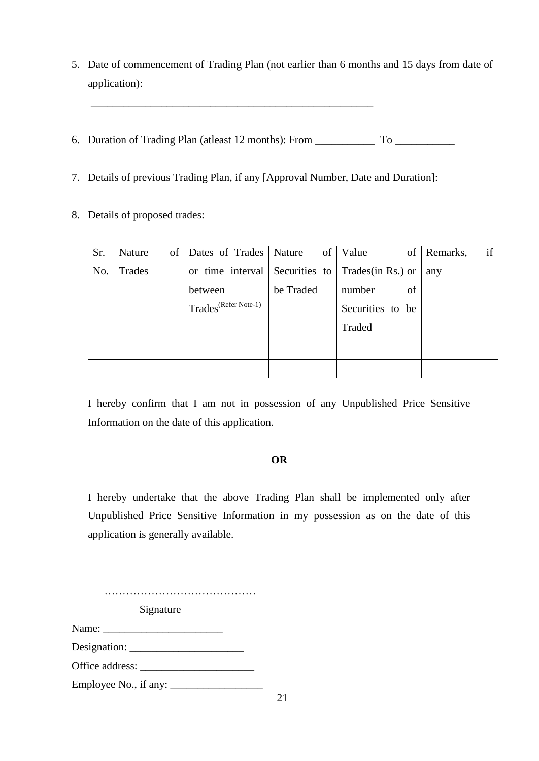5. Date of commencement of Trading Plan (not earlier than 6 months and 15 days from date of application):

   ______________________________________________________

6. Duration of Trading Plan (atleast 12 months): From ___________ To ___________

7. Details of previous Trading Plan, if any [Approval Number, Date and Duration]:

8. Details of proposed trades:

| Sr. No. | Nature of Trades | Dates of Trades or time interval between Trades(Refer Note-1) | Nature of Securities to be Traded | Value of Trades(in Rs.) or number of Securities to be Traded | Remarks, if any |
|---|---|---|---|---|---|
| | | | | | |
| | | | | | |

I hereby confirm that I am not in possession of any Unpublished Price Sensitive Information on the date of this application.

**OR**

I hereby undertake that the above Trading Plan shall be implemented only after Unpublished Price Sensitive Information in my possession as on the date of this application is generally available.

……………………………………

Signature

Name: ______________________

Designation: _____________________

Office address: _____________________

Employee No., if any: _________________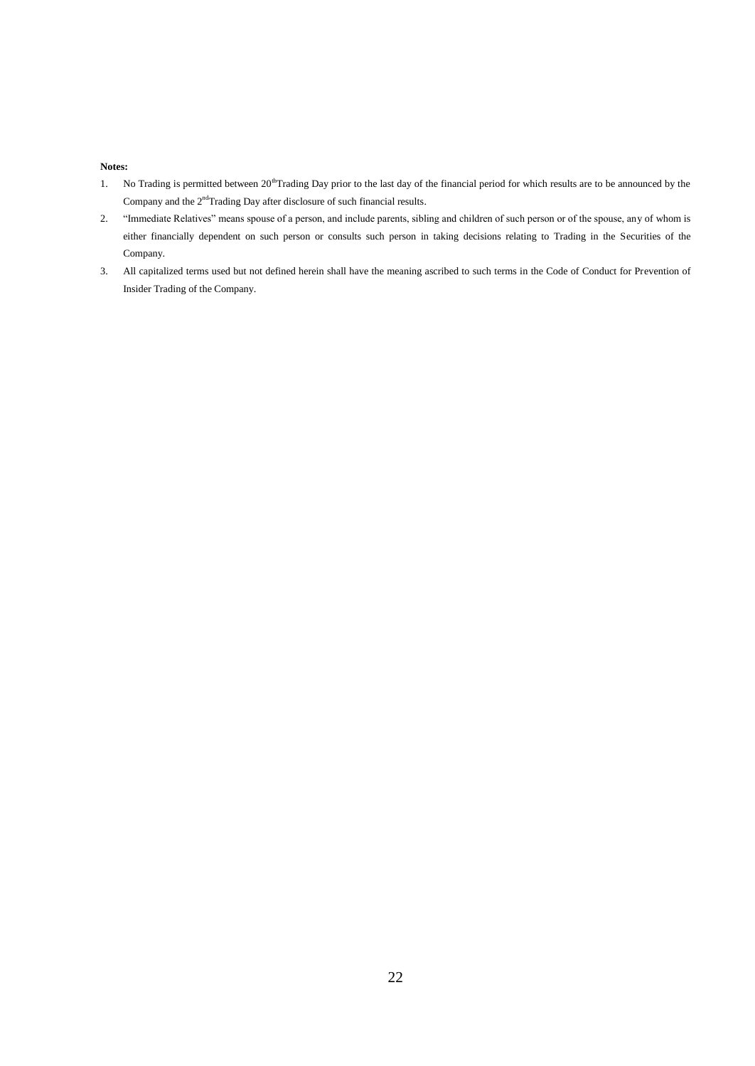**Notes:**

1. No Trading is permitted between 20th Trading Day prior to the last day of the financial period for which results are to be announced by the Company and the 2nd Trading Day after disclosure of such financial results.
2. "Immediate Relatives" means spouse of a person, and include parents, sibling and children of such person or of the spouse, any of whom is either financially dependent on such person or consults such person in taking decisions relating to Trading in the Securities of the Company.
3. All capitalized terms used but not defined herein shall have the meaning ascribed to such terms in the Code of Conduct for Prevention of Insider Trading of the Company.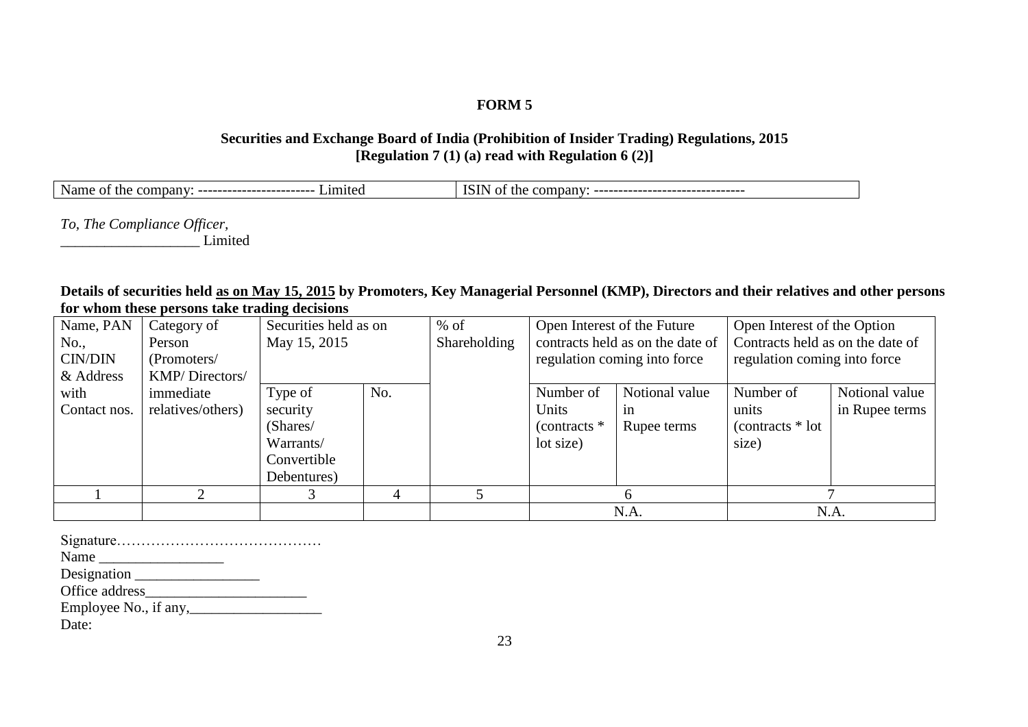# FORM 5

**Securities and Exchange Board of India (Prohibition of Insider Trading) Regulations, 2015**
**[Regulation 7 (1) (a) read with Regulation 6 (2)]**

| Name of the company: ------------------------ Limited | ISIN of the company: ------------------------------- |
|---|---|

*To, The Compliance Officer,*
___________________ Limited

**Details of securities held as on May 15, 2015 by Promoters, Key Managerial Personnel (KMP), Directors and their relatives and other persons for whom these persons take trading decisions**

| Name, PAN No., CIN/DIN & Address with Contact nos. | Category of Person (Promoters/ KMP/ Directors/ immediate relatives/others) | Securities held as on May 15, 2015 | | % of Shareholding | Open Interest of the Future contracts held as on the date of regulation coming into force | | Open Interest of the Option Contracts held as on the date of regulation coming into force | |
|---|---|---|---|---|---|---|---|---|
| | | Type of security (Shares/ Warrants/ Convertible Debentures) | No. | | Number of Units (contracts * lot size) | Notional value in Rupee terms | Number of units (contracts * lot size) | Notional value in Rupee terms |
| 1 | 2 | 3 | 4 | 5 | 6 | | 7 | |
| | | | | | N.A. | | N.A. | |

Signature……………………………………
Name ________________
Designation ________________
Office address______________________
Employee No., if any,__________________
Date: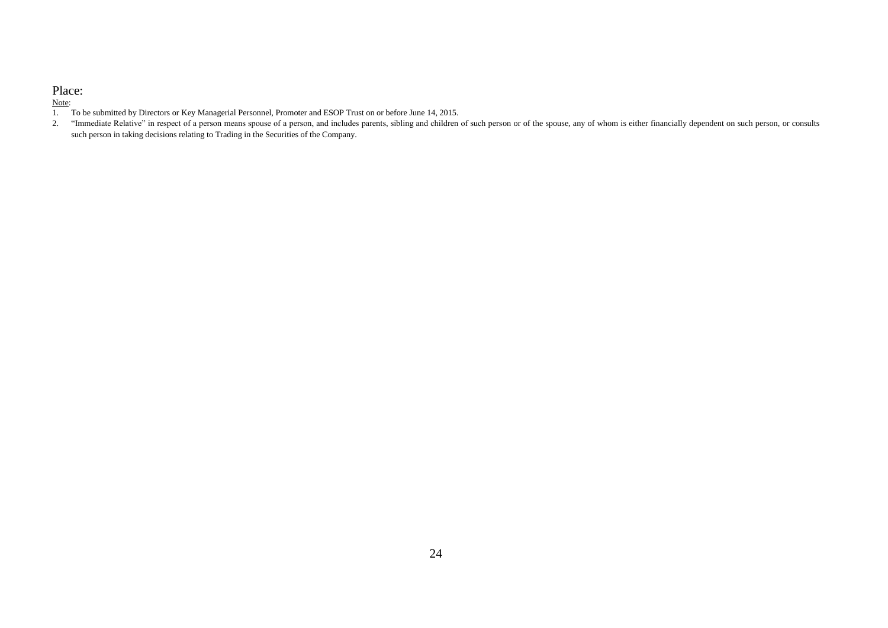Place:

<u>Note</u>:

1. To be submitted by Directors or Key Managerial Personnel, Promoter and ESOP Trust on or before June 14, 2015.
2. "Immediate Relative" in respect of a person means spouse of a person, and includes parents, sibling and children of such person or of the spouse, any of whom is either financially dependent on such person, or consults such person in taking decisions relating to Trading in the Securities of the Company.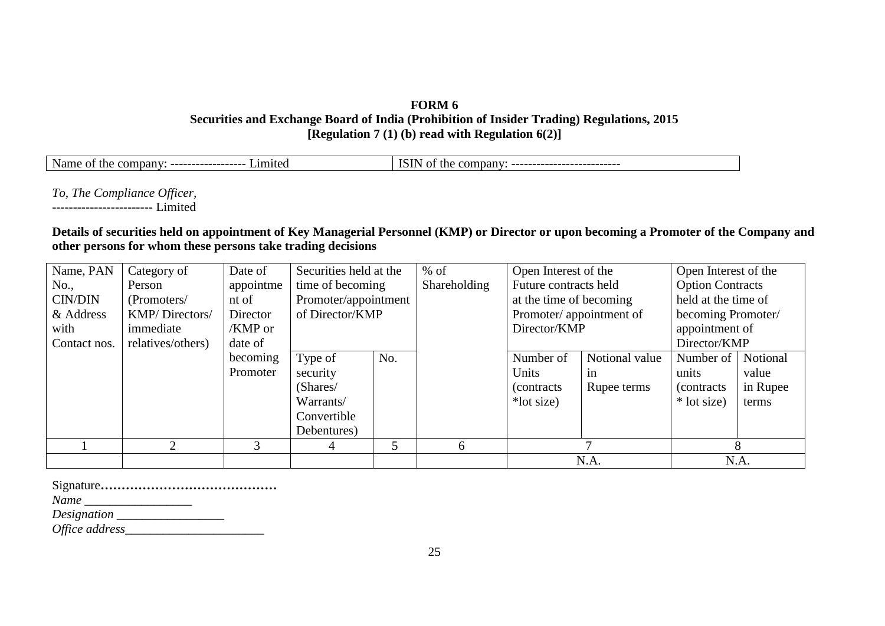**FORM 6**
**Securities and Exchange Board of India (Prohibition of Insider Trading) Regulations, 2015**
**[Regulation 7 (1) (b) read with Regulation 6(2)]**

| Name of the company: ------------------ Limited | ISIN of the company: -------------------------- |
|---|---|

*To, The Compliance Officer,*
------------------------ Limited

**Details of securities held on appointment of Key Managerial Personnel (KMP) or Director or upon becoming a Promoter of the Company and other persons for whom these persons take trading decisions**

| Name, PAN No., CIN/DIN & Address with Contact nos. | Category of Person (Promoters/ KMP/ Directors/ immediate relatives/others) | Date of appointment of Director /KMP or date of becoming Promoter | Securities held at the time of becoming Promoter/appointment of Director/KMP | | % of Shareholding | Open Interest of the Future contracts held at the time of becoming Promoter/ appointment of Director/KMP | | Open Interest of the Option Contracts held at the time of becoming Promoter/ appointment of Director/KMP | |
|---|---|---|---|---|---|---|---|---|---|
| | | | Type of security (Shares/ Warrants/ Convertible Debentures) | No. | | Number of Units (contracts *lot size) | Notional value in Rupee terms | Number of units (contracts * lot size) | Notional value in Rupee terms |
| 1 | 2 | 3 | 4 | 5 | 6 | 7 | | 8 | |
| | | | | | | N.A. | | N.A. | |

Signature……………………………………
*Name* _________________
*Designation* _________________
*Office address*______________________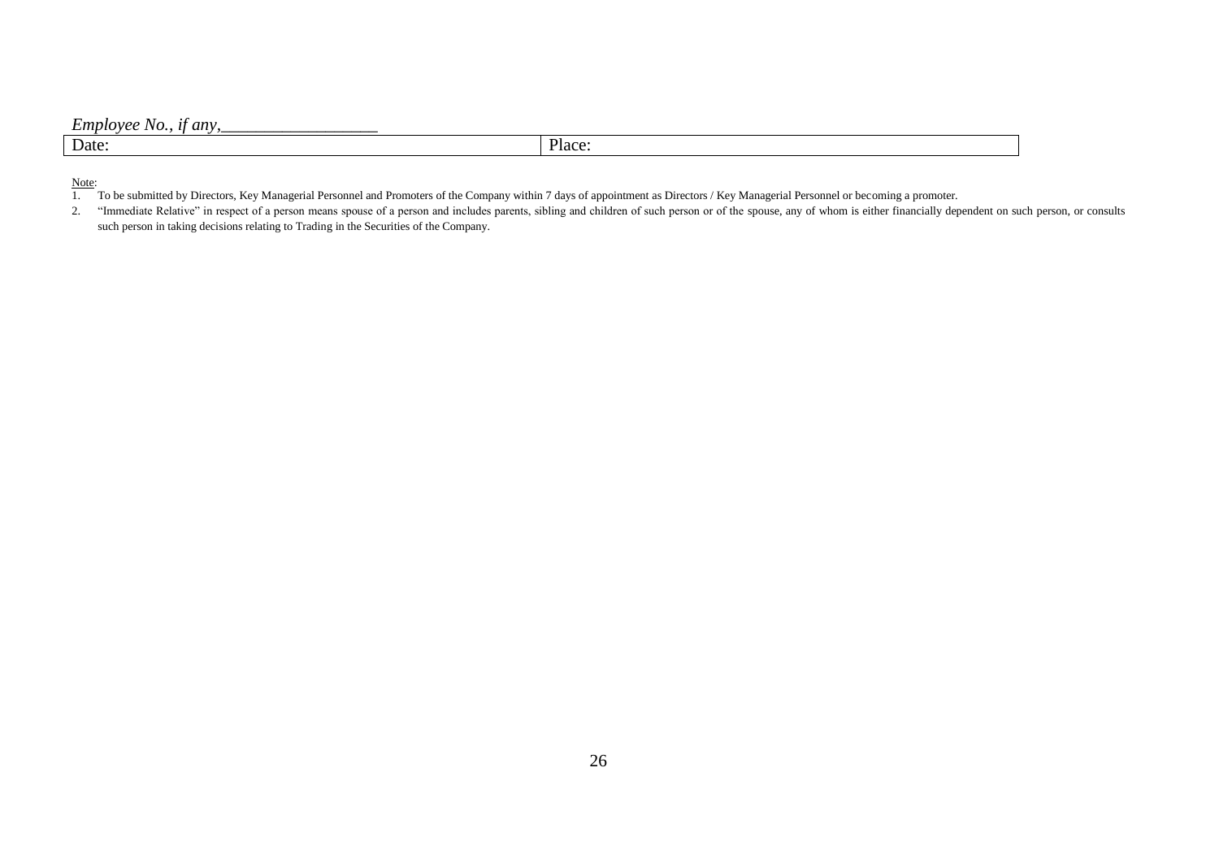*Employee No., if any,\_\_\_\_\_\_\_\_\_\_\_\_\_\_\_\_\_\_*

| Date: | Place: |
|---|---|

<u>Note</u>:

1. To be submitted by Directors, Key Managerial Personnel and Promoters of the Company within 7 days of appointment as Directors / Key Managerial Personnel or becoming a promoter.
2. “Immediate Relative” in respect of a person means spouse of a person and includes parents, sibling and children of such person or of the spouse, any of whom is either financially dependent on such person, or consults such person in taking decisions relating to Trading in the Securities of the Company.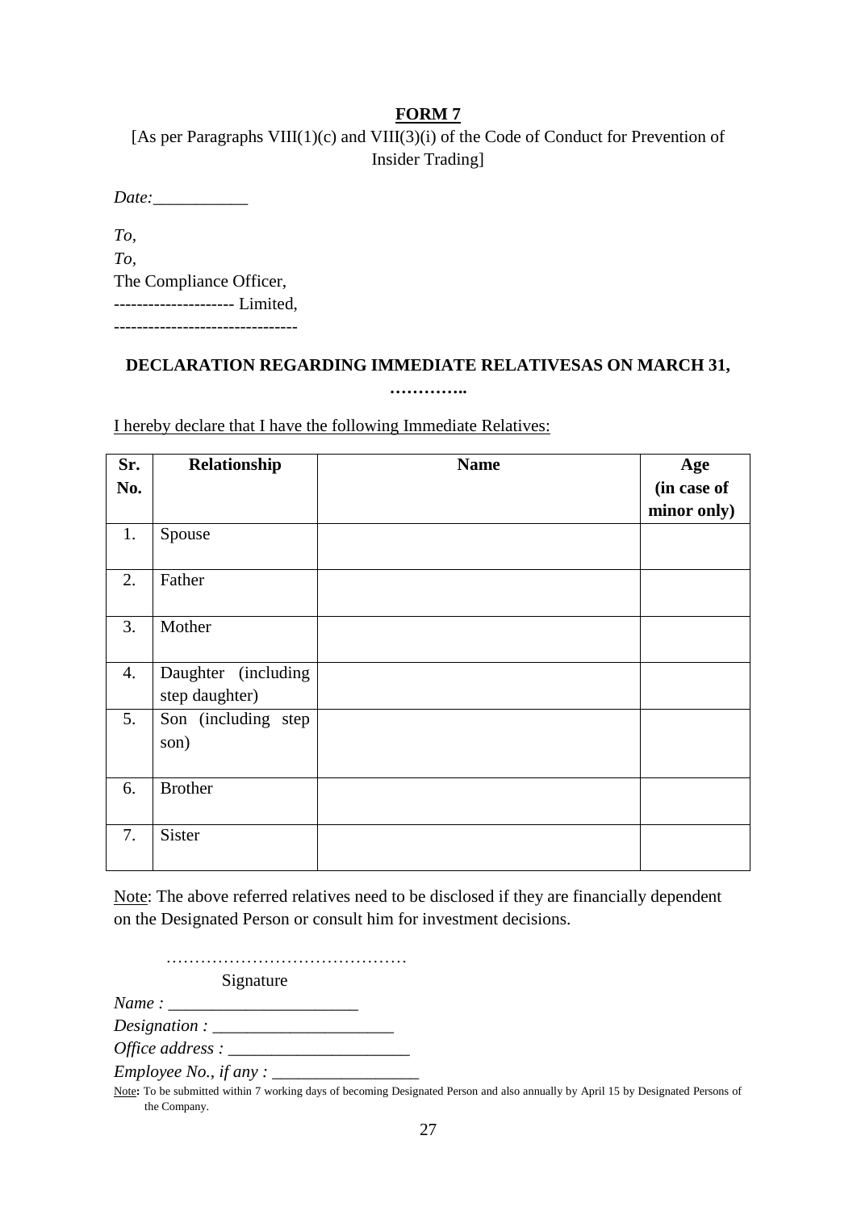**FORM 7**

[As per Paragraphs VIII(1)(c) and VIII(3)(i) of the Code of Conduct for Prevention of Insider Trading]

*Date:*___________

*To,*
*To,*
The Compliance Officer,
--------------------- Limited,
--------------------------------

**DECLARATION REGARDING IMMEDIATE RELATIVESAS ON MARCH 31, …………..**

I hereby declare that I have the following Immediate Relatives:

| Sr. No. | Relationship | Name | Age (in case of minor only) |
|---|---|---|---|
| 1. | Spouse | | |
| 2. | Father | | |
| 3. | Mother | | |
| 4. | Daughter (including step daughter) | | |
| 5. | Son (including step son) | | |
| 6. | Brother | | |
| 7. | Sister | | |

Note: The above referred relatives need to be disclosed if they are financially dependent on the Designated Person or consult him for investment decisions.

……………………………………
Signature

*Name :* ______________________
*Designation :* _____________________
*Office address :* _____________________
*Employee No., if any :* _________________

Note**:** To be submitted within 7 working days of becoming Designated Person and also annually by April 15 by Designated Persons of the Company.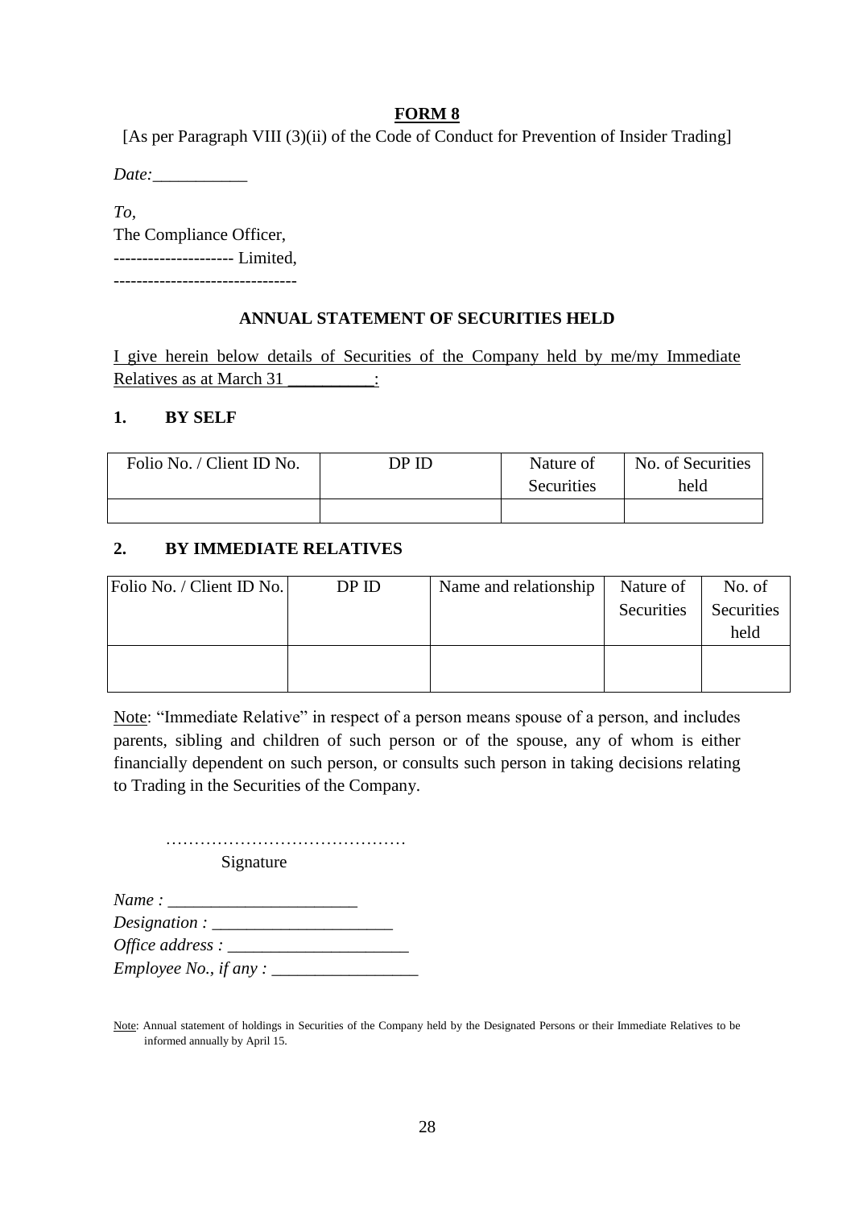# **FORM 8**

[As per Paragraph VIII (3)(ii) of the Code of Conduct for Prevention of Insider Trading]

*Date:*___________

*To,*
The Compliance Officer,
--------------------- Limited,
--------------------------------

## ANNUAL STATEMENT OF SECURITIES HELD

I give herein below details of Securities of the Company held by me/my Immediate Relatives as at March 31 __________:

**1. BY SELF**

| Folio No. / Client ID No. | DP ID | Nature of Securities | No. of Securities held |
|---|---|---|---|
| | | | |

**2. BY IMMEDIATE RELATIVES**

| Folio No. / Client ID No. | DP ID | Name and relationship | Nature of Securities | No. of Securities held |
|---|---|---|---|---|
| | | | | |

Note: "Immediate Relative" in respect of a person means spouse of a person, and includes parents, sibling and children of such person or of the spouse, any of whom is either financially dependent on such person, or consults such person in taking decisions relating to Trading in the Securities of the Company.

……………………………………
Signature

*Name :* ______________________
*Designation :* _____________________
*Office address :* _____________________
*Employee No., if any :* _________________

Note: Annual statement of holdings in Securities of the Company held by the Designated Persons or their Immediate Relatives to be informed annually by April 15.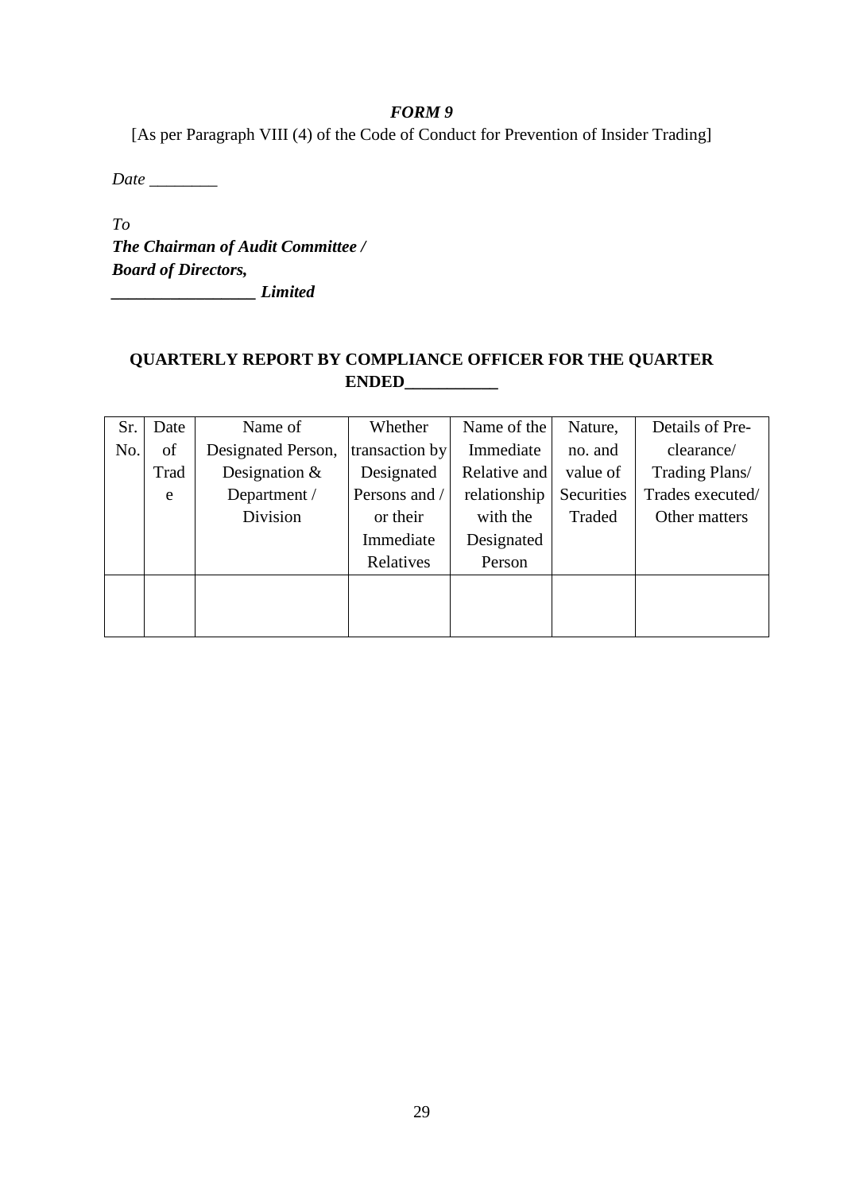***FORM 9***

[As per Paragraph VIII (4) of the Code of Conduct for Prevention of Insider Trading]

*Date ________*

*To*
***The Chairman of Audit Committee /***
***Board of Directors,***
***_________________ Limited***

**QUARTERLY REPORT BY COMPLIANCE OFFICER FOR THE QUARTER ENDED___________**

| Sr. No. | Date of Trade | Name of Designated Person, Designation & Department / Division | Whether transaction by Designated Persons and / or their Immediate Relatives | Name of the Immediate Relative and relationship with the Designated Person | Nature, no. and value of Securities Traded | Details of Pre-clearance/ Trading Plans/ Trades executed/ Other matters |
|---|---|---|---|---|---|---|
| | | | | | | |